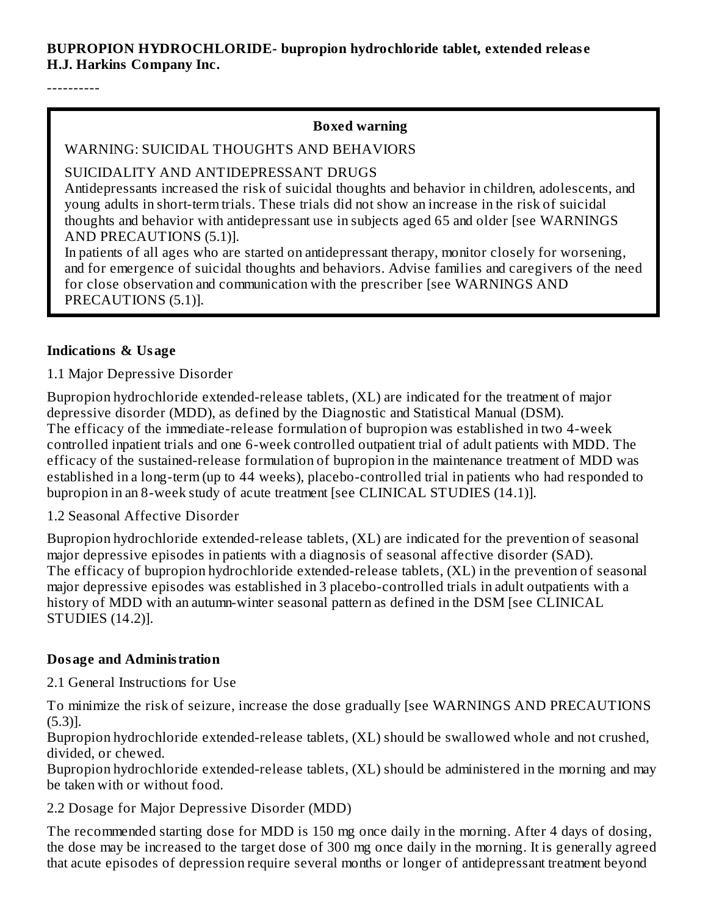**BUPROPION HYDROCHLORIDE- bupropion hydrochloride tablet, extended release**
**H.J. Harkins Company Inc.**

----------

**Boxed warning**

WARNING: SUICIDAL THOUGHTS AND BEHAVIORS

SUICIDALITY AND ANTIDEPRESSANT DRUGS
Antidepressants increased the risk of suicidal thoughts and behavior in children, adolescents, and young adults in short-term trials. These trials did not show an increase in the risk of suicidal thoughts and behavior with antidepressant use in subjects aged 65 and older [see WARNINGS AND PRECAUTIONS (5.1)].
In patients of all ages who are started on antidepressant therapy, monitor closely for worsening, and for emergence of suicidal thoughts and behaviors. Advise families and caregivers of the need for close observation and communication with the prescriber [see WARNINGS AND PRECAUTIONS (5.1)].

## Indications & Usage

1.1 Major Depressive Disorder

Bupropion hydrochloride extended-release tablets, (XL) are indicated for the treatment of major depressive disorder (MDD), as defined by the Diagnostic and Statistical Manual (DSM).
The efficacy of the immediate-release formulation of bupropion was established in two 4-week controlled inpatient trials and one 6-week controlled outpatient trial of adult patients with MDD. The efficacy of the sustained-release formulation of bupropion in the maintenance treatment of MDD was established in a long-term (up to 44 weeks), placebo-controlled trial in patients who had responded to bupropion in an 8-week study of acute treatment [see CLINICAL STUDIES (14.1)].

1.2 Seasonal Affective Disorder

Bupropion hydrochloride extended-release tablets, (XL) are indicated for the prevention of seasonal major depressive episodes in patients with a diagnosis of seasonal affective disorder (SAD).
The efficacy of bupropion hydrochloride extended-release tablets, (XL) in the prevention of seasonal major depressive episodes was established in 3 placebo-controlled trials in adult outpatients with a history of MDD with an autumn-winter seasonal pattern as defined in the DSM [see CLINICAL STUDIES (14.2)].

## Dosage and Administration

2.1 General Instructions for Use

To minimize the risk of seizure, increase the dose gradually [see WARNINGS AND PRECAUTIONS (5.3)].
Bupropion hydrochloride extended-release tablets, (XL) should be swallowed whole and not crushed, divided, or chewed.
Bupropion hydrochloride extended-release tablets, (XL) should be administered in the morning and may be taken with or without food.

2.2 Dosage for Major Depressive Disorder (MDD)

The recommended starting dose for MDD is 150 mg once daily in the morning. After 4 days of dosing, the dose may be increased to the target dose of 300 mg once daily in the morning. It is generally agreed that acute episodes of depression require several months or longer of antidepressant treatment beyond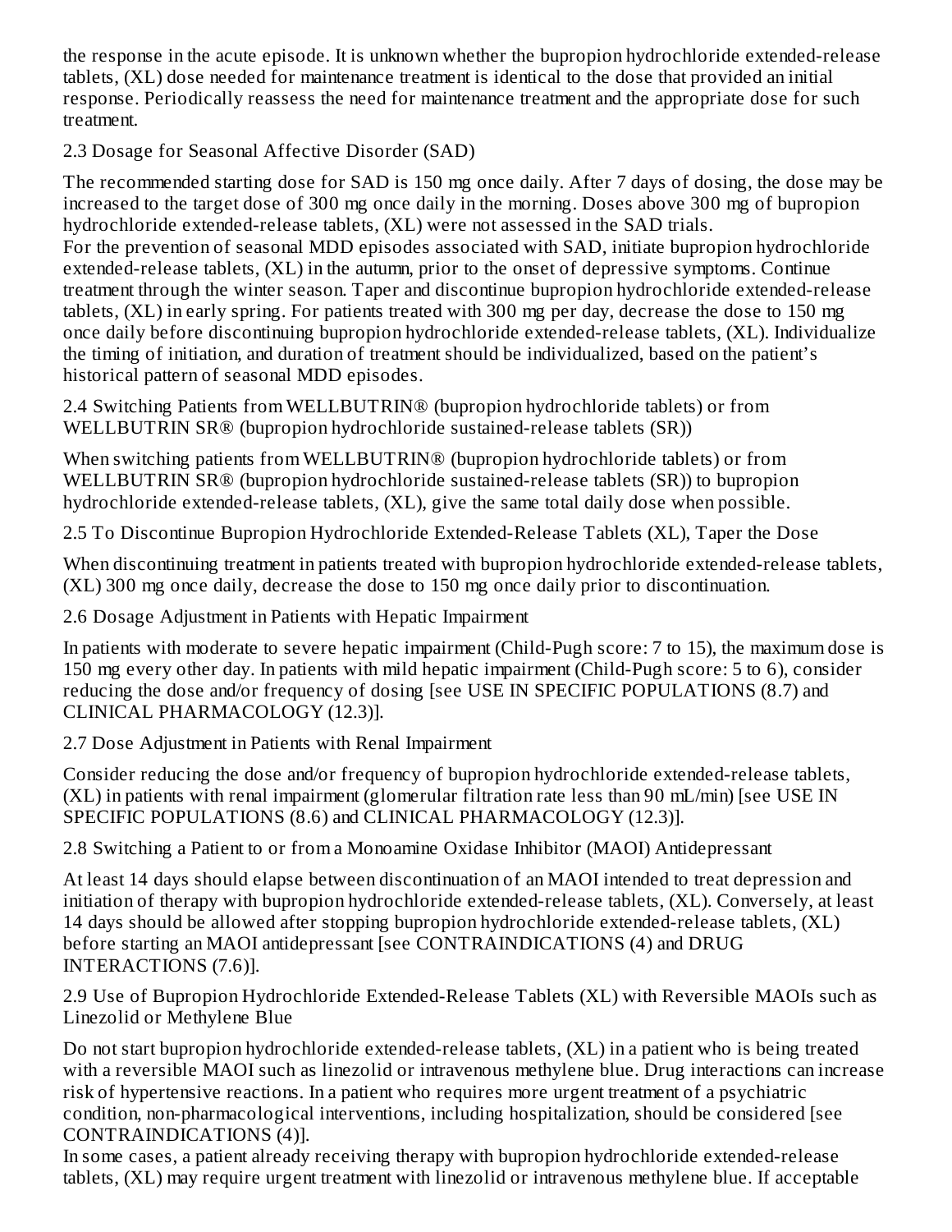the response in the acute episode. It is unknown whether the bupropion hydrochloride extended-release tablets, (XL) dose needed for maintenance treatment is identical to the dose that provided an initial response. Periodically reassess the need for maintenance treatment and the appropriate dose for such treatment.

### 2.3 Dosage for Seasonal Affective Disorder (SAD)

The recommended starting dose for SAD is 150 mg once daily. After 7 days of dosing, the dose may be increased to the target dose of 300 mg once daily in the morning. Doses above 300 mg of bupropion hydrochloride extended-release tablets, (XL) were not assessed in the SAD trials.
For the prevention of seasonal MDD episodes associated with SAD, initiate bupropion hydrochloride extended-release tablets, (XL) in the autumn, prior to the onset of depressive symptoms. Continue treatment through the winter season. Taper and discontinue bupropion hydrochloride extended-release tablets, (XL) in early spring. For patients treated with 300 mg per day, decrease the dose to 150 mg once daily before discontinuing bupropion hydrochloride extended-release tablets, (XL). Individualize the timing of initiation, and duration of treatment should be individualized, based on the patient's historical pattern of seasonal MDD episodes.

### 2.4 Switching Patients from WELLBUTRIN® (bupropion hydrochloride tablets) or from WELLBUTRIN SR® (bupropion hydrochloride sustained-release tablets (SR))

When switching patients from WELLBUTRIN® (bupropion hydrochloride tablets) or from WELLBUTRIN SR® (bupropion hydrochloride sustained-release tablets (SR)) to bupropion hydrochloride extended-release tablets, (XL), give the same total daily dose when possible.

### 2.5 To Discontinue Bupropion Hydrochloride Extended-Release Tablets (XL), Taper the Dose

When discontinuing treatment in patients treated with bupropion hydrochloride extended-release tablets, (XL) 300 mg once daily, decrease the dose to 150 mg once daily prior to discontinuation.

### 2.6 Dosage Adjustment in Patients with Hepatic Impairment

In patients with moderate to severe hepatic impairment (Child-Pugh score: 7 to 15), the maximum dose is 150 mg every other day. In patients with mild hepatic impairment (Child-Pugh score: 5 to 6), consider reducing the dose and/or frequency of dosing [see USE IN SPECIFIC POPULATIONS (8.7) and CLINICAL PHARMACOLOGY (12.3)].

### 2.7 Dose Adjustment in Patients with Renal Impairment

Consider reducing the dose and/or frequency of bupropion hydrochloride extended-release tablets, (XL) in patients with renal impairment (glomerular filtration rate less than 90 mL/min) [see USE IN SPECIFIC POPULATIONS (8.6) and CLINICAL PHARMACOLOGY (12.3)].

### 2.8 Switching a Patient to or from a Monoamine Oxidase Inhibitor (MAOI) Antidepressant

At least 14 days should elapse between discontinuation of an MAOI intended to treat depression and initiation of therapy with bupropion hydrochloride extended-release tablets, (XL). Conversely, at least 14 days should be allowed after stopping bupropion hydrochloride extended-release tablets, (XL) before starting an MAOI antidepressant [see CONTRAINDICATIONS (4) and DRUG INTERACTIONS (7.6)].

### 2.9 Use of Bupropion Hydrochloride Extended-Release Tablets (XL) with Reversible MAOIs such as Linezolid or Methylene Blue

Do not start bupropion hydrochloride extended-release tablets, (XL) in a patient who is being treated with a reversible MAOI such as linezolid or intravenous methylene blue. Drug interactions can increase risk of hypertensive reactions. In a patient who requires more urgent treatment of a psychiatric condition, non-pharmacological interventions, including hospitalization, should be considered [see CONTRAINDICATIONS (4)].
In some cases, a patient already receiving therapy with bupropion hydrochloride extended-release tablets, (XL) may require urgent treatment with linezolid or intravenous methylene blue. If acceptable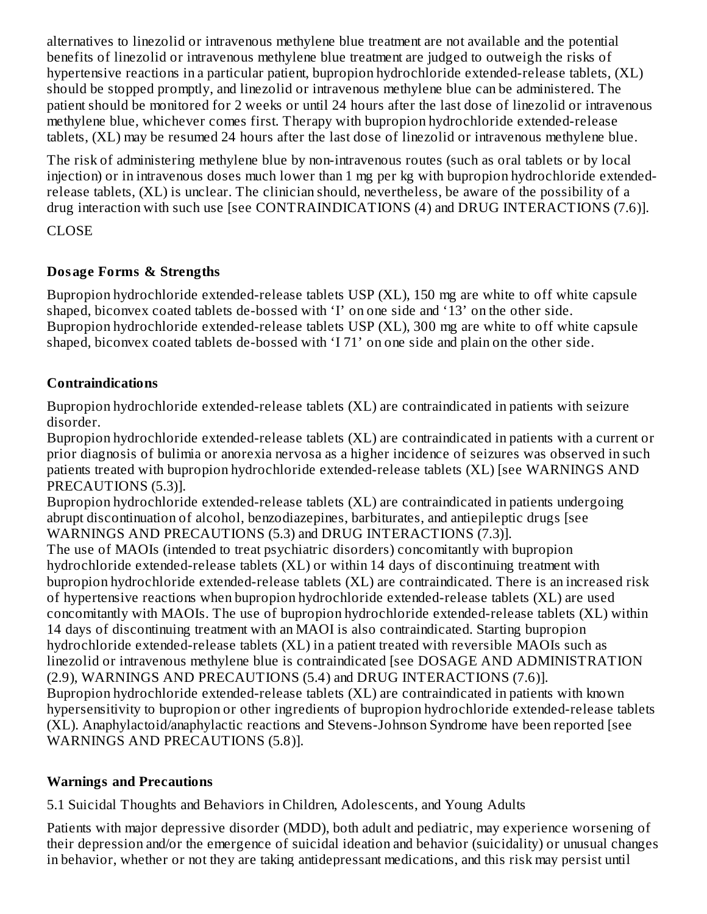alternatives to linezolid or intravenous methylene blue treatment are not available and the potential benefits of linezolid or intravenous methylene blue treatment are judged to outweigh the risks of hypertensive reactions in a particular patient, bupropion hydrochloride extended-release tablets, (XL) should be stopped promptly, and linezolid or intravenous methylene blue can be administered. The patient should be monitored for 2 weeks or until 24 hours after the last dose of linezolid or intravenous methylene blue, whichever comes first. Therapy with bupropion hydrochloride extended-release tablets, (XL) may be resumed 24 hours after the last dose of linezolid or intravenous methylene blue.

The risk of administering methylene blue by non-intravenous routes (such as oral tablets or by local injection) or in intravenous doses much lower than 1 mg per kg with bupropion hydrochloride extended-release tablets, (XL) is unclear. The clinician should, nevertheless, be aware of the possibility of a drug interaction with such use [see CONTRAINDICATIONS (4) and DRUG INTERACTIONS (7.6)].

CLOSE

## Dosage Forms & Strengths

Bupropion hydrochloride extended-release tablets USP (XL), 150 mg are white to off white capsule shaped, biconvex coated tablets de-bossed with ‘I’ on one side and ‘13’ on the other side.
Bupropion hydrochloride extended-release tablets USP (XL), 300 mg are white to off white capsule shaped, biconvex coated tablets de-bossed with ‘I 71’ on one side and plain on the other side.

## Contraindications

Bupropion hydrochloride extended-release tablets (XL) are contraindicated in patients with seizure disorder.
Bupropion hydrochloride extended-release tablets (XL) are contraindicated in patients with a current or prior diagnosis of bulimia or anorexia nervosa as a higher incidence of seizures was observed in such patients treated with bupropion hydrochloride extended-release tablets (XL) [see WARNINGS AND PRECAUTIONS (5.3)].
Bupropion hydrochloride extended-release tablets (XL) are contraindicated in patients undergoing abrupt discontinuation of alcohol, benzodiazepines, barbiturates, and antiepileptic drugs [see WARNINGS AND PRECAUTIONS (5.3) and DRUG INTERACTIONS (7.3)].
The use of MAOIs (intended to treat psychiatric disorders) concomitantly with bupropion hydrochloride extended-release tablets (XL) or within 14 days of discontinuing treatment with bupropion hydrochloride extended-release tablets (XL) are contraindicated. There is an increased risk of hypertensive reactions when bupropion hydrochloride extended-release tablets (XL) are used concomitantly with MAOIs. The use of bupropion hydrochloride extended-release tablets (XL) within 14 days of discontinuing treatment with an MAOI is also contraindicated. Starting bupropion hydrochloride extended-release tablets (XL) in a patient treated with reversible MAOIs such as linezolid or intravenous methylene blue is contraindicated [see DOSAGE AND ADMINISTRATION (2.9), WARNINGS AND PRECAUTIONS (5.4) and DRUG INTERACTIONS (7.6)].
Bupropion hydrochloride extended-release tablets (XL) are contraindicated in patients with known hypersensitivity to bupropion or other ingredients of bupropion hydrochloride extended-release tablets (XL). Anaphylactoid/anaphylactic reactions and Stevens-Johnson Syndrome have been reported [see WARNINGS AND PRECAUTIONS (5.8)].

## Warnings and Precautions

5.1 Suicidal Thoughts and Behaviors in Children, Adolescents, and Young Adults

Patients with major depressive disorder (MDD), both adult and pediatric, may experience worsening of their depression and/or the emergence of suicidal ideation and behavior (suicidality) or unusual changes in behavior, whether or not they are taking antidepressant medications, and this risk may persist until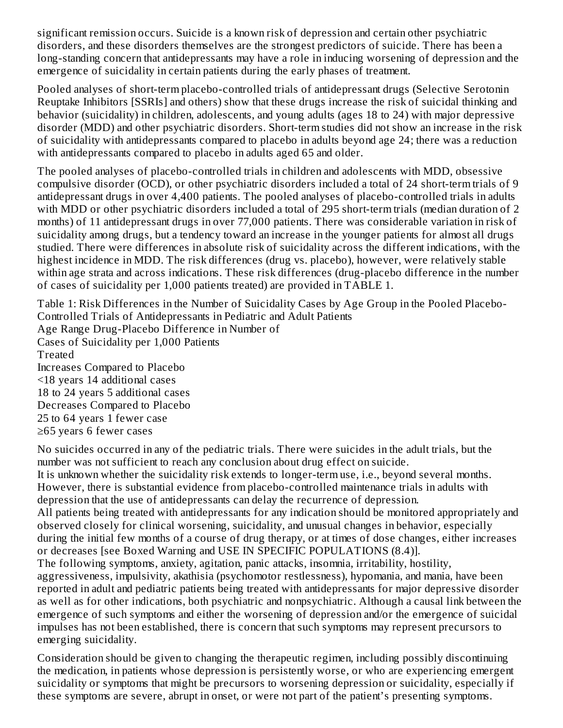significant remission occurs. Suicide is a known risk of depression and certain other psychiatric disorders, and these disorders themselves are the strongest predictors of suicide. There has been a long-standing concern that antidepressants may have a role in inducing worsening of depression and the emergence of suicidality in certain patients during the early phases of treatment.

Pooled analyses of short-term placebo-controlled trials of antidepressant drugs (Selective Serotonin Reuptake Inhibitors [SSRIs] and others) show that these drugs increase the risk of suicidal thinking and behavior (suicidality) in children, adolescents, and young adults (ages 18 to 24) with major depressive disorder (MDD) and other psychiatric disorders. Short-term studies did not show an increase in the risk of suicidality with antidepressants compared to placebo in adults beyond age 24; there was a reduction with antidepressants compared to placebo in adults aged 65 and older.

The pooled analyses of placebo-controlled trials in children and adolescents with MDD, obsessive compulsive disorder (OCD), or other psychiatric disorders included a total of 24 short-term trials of 9 antidepressant drugs in over 4,400 patients. The pooled analyses of placebo-controlled trials in adults with MDD or other psychiatric disorders included a total of 295 short-term trials (median duration of 2 months) of 11 antidepressant drugs in over 77,000 patients. There was considerable variation in risk of suicidality among drugs, but a tendency toward an increase in the younger patients for almost all drugs studied. There were differences in absolute risk of suicidality across the different indications, with the highest incidence in MDD. The risk differences (drug vs. placebo), however, were relatively stable within age strata and across indications. These risk differences (drug-placebo difference in the number of cases of suicidality per 1,000 patients treated) are provided in TABLE 1.

Table 1: Risk Differences in the Number of Suicidality Cases by Age Group in the Pooled Placebo-Controlled Trials of Antidepressants in Pediatric and Adult Patients

| Age Range | Drug-Placebo Difference in Number of Cases of Suicidality per 1,000 Patients Treated |
|---|---|
| Increases Compared to Placebo | |
| <18 years | 14 additional cases |
| 18 to 24 years | 5 additional cases |
| Decreases Compared to Placebo | |
| 25 to 64 years | 1 fewer case |
| ≥65 years | 6 fewer cases |

No suicides occurred in any of the pediatric trials. There were suicides in the adult trials, but the number was not sufficient to reach any conclusion about drug effect on suicide.

It is unknown whether the suicidality risk extends to longer-term use, i.e., beyond several months. However, there is substantial evidence from placebo-controlled maintenance trials in adults with depression that the use of antidepressants can delay the recurrence of depression.

All patients being treated with antidepressants for any indication should be monitored appropriately and observed closely for clinical worsening, suicidality, and unusual changes in behavior, especially during the initial few months of a course of drug therapy, or at times of dose changes, either increases or decreases [see Boxed Warning and USE IN SPECIFIC POPULATIONS (8.4)].

The following symptoms, anxiety, agitation, panic attacks, insomnia, irritability, hostility, aggressiveness, impulsivity, akathisia (psychomotor restlessness), hypomania, and mania, have been reported in adult and pediatric patients being treated with antidepressants for major depressive disorder as well as for other indications, both psychiatric and nonpsychiatric. Although a causal link between the emergence of such symptoms and either the worsening of depression and/or the emergence of suicidal impulses has not been established, there is concern that such symptoms may represent precursors to emerging suicidality.

Consideration should be given to changing the therapeutic regimen, including possibly discontinuing the medication, in patients whose depression is persistently worse, or who are experiencing emergent suicidality or symptoms that might be precursors to worsening depression or suicidality, especially if these symptoms are severe, abrupt in onset, or were not part of the patient's presenting symptoms.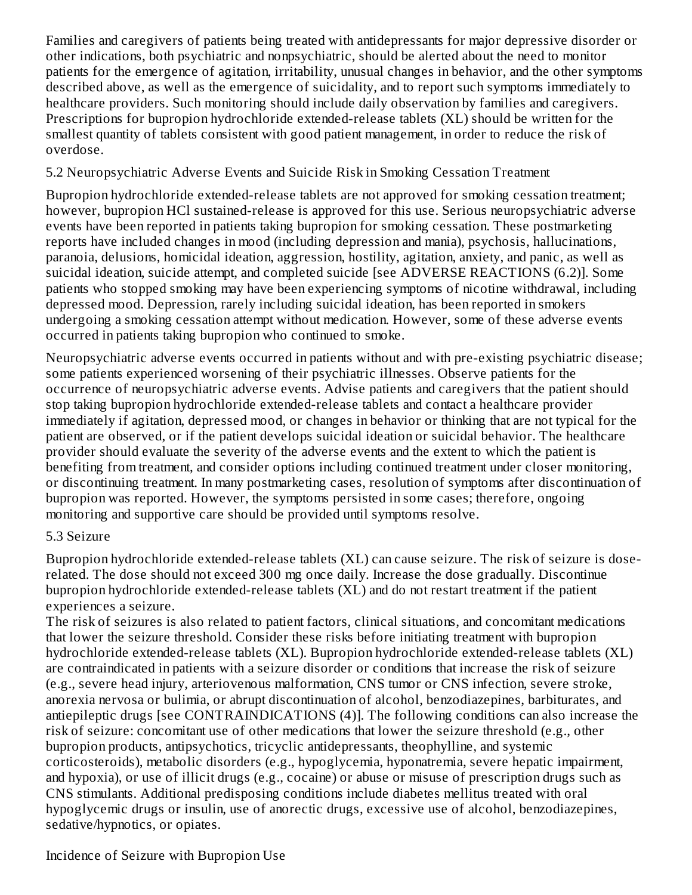Families and caregivers of patients being treated with antidepressants for major depressive disorder or other indications, both psychiatric and nonpsychiatric, should be alerted about the need to monitor patients for the emergence of agitation, irritability, unusual changes in behavior, and the other symptoms described above, as well as the emergence of suicidality, and to report such symptoms immediately to healthcare providers. Such monitoring should include daily observation by families and caregivers. Prescriptions for bupropion hydrochloride extended-release tablets (XL) should be written for the smallest quantity of tablets consistent with good patient management, in order to reduce the risk of overdose.

## 5.2 Neuropsychiatric Adverse Events and Suicide Risk in Smoking Cessation Treatment

Bupropion hydrochloride extended-release tablets are not approved for smoking cessation treatment; however, bupropion HCl sustained-release is approved for this use. Serious neuropsychiatric adverse events have been reported in patients taking bupropion for smoking cessation. These postmarketing reports have included changes in mood (including depression and mania), psychosis, hallucinations, paranoia, delusions, homicidal ideation, aggression, hostility, agitation, anxiety, and panic, as well as suicidal ideation, suicide attempt, and completed suicide [see ADVERSE REACTIONS (6.2)]. Some patients who stopped smoking may have been experiencing symptoms of nicotine withdrawal, including depressed mood. Depression, rarely including suicidal ideation, has been reported in smokers undergoing a smoking cessation attempt without medication. However, some of these adverse events occurred in patients taking bupropion who continued to smoke.

Neuropsychiatric adverse events occurred in patients without and with pre-existing psychiatric disease; some patients experienced worsening of their psychiatric illnesses. Observe patients for the occurrence of neuropsychiatric adverse events. Advise patients and caregivers that the patient should stop taking bupropion hydrochloride extended-release tablets and contact a healthcare provider immediately if agitation, depressed mood, or changes in behavior or thinking that are not typical for the patient are observed, or if the patient develops suicidal ideation or suicidal behavior. The healthcare provider should evaluate the severity of the adverse events and the extent to which the patient is benefiting from treatment, and consider options including continued treatment under closer monitoring, or discontinuing treatment. In many postmarketing cases, resolution of symptoms after discontinuation of bupropion was reported. However, the symptoms persisted in some cases; therefore, ongoing monitoring and supportive care should be provided until symptoms resolve.

## 5.3 Seizure

Bupropion hydrochloride extended-release tablets (XL) can cause seizure. The risk of seizure is dose-related. The dose should not exceed 300 mg once daily. Increase the dose gradually. Discontinue bupropion hydrochloride extended-release tablets (XL) and do not restart treatment if the patient experiences a seizure.

The risk of seizures is also related to patient factors, clinical situations, and concomitant medications that lower the seizure threshold. Consider these risks before initiating treatment with bupropion hydrochloride extended-release tablets (XL). Bupropion hydrochloride extended-release tablets (XL) are contraindicated in patients with a seizure disorder or conditions that increase the risk of seizure (e.g., severe head injury, arteriovenous malformation, CNS tumor or CNS infection, severe stroke, anorexia nervosa or bulimia, or abrupt discontinuation of alcohol, benzodiazepines, barbiturates, and antiepileptic drugs [see CONTRAINDICATIONS (4)]. The following conditions can also increase the risk of seizure: concomitant use of other medications that lower the seizure threshold (e.g., other bupropion products, antipsychotics, tricyclic antidepressants, theophylline, and systemic corticosteroids), metabolic disorders (e.g., hypoglycemia, hyponatremia, severe hepatic impairment, and hypoxia), or use of illicit drugs (e.g., cocaine) or abuse or misuse of prescription drugs such as CNS stimulants. Additional predisposing conditions include diabetes mellitus treated with oral hypoglycemic drugs or insulin, use of anorectic drugs, excessive use of alcohol, benzodiazepines, sedative/hypnotics, or opiates.

### Incidence of Seizure with Bupropion Use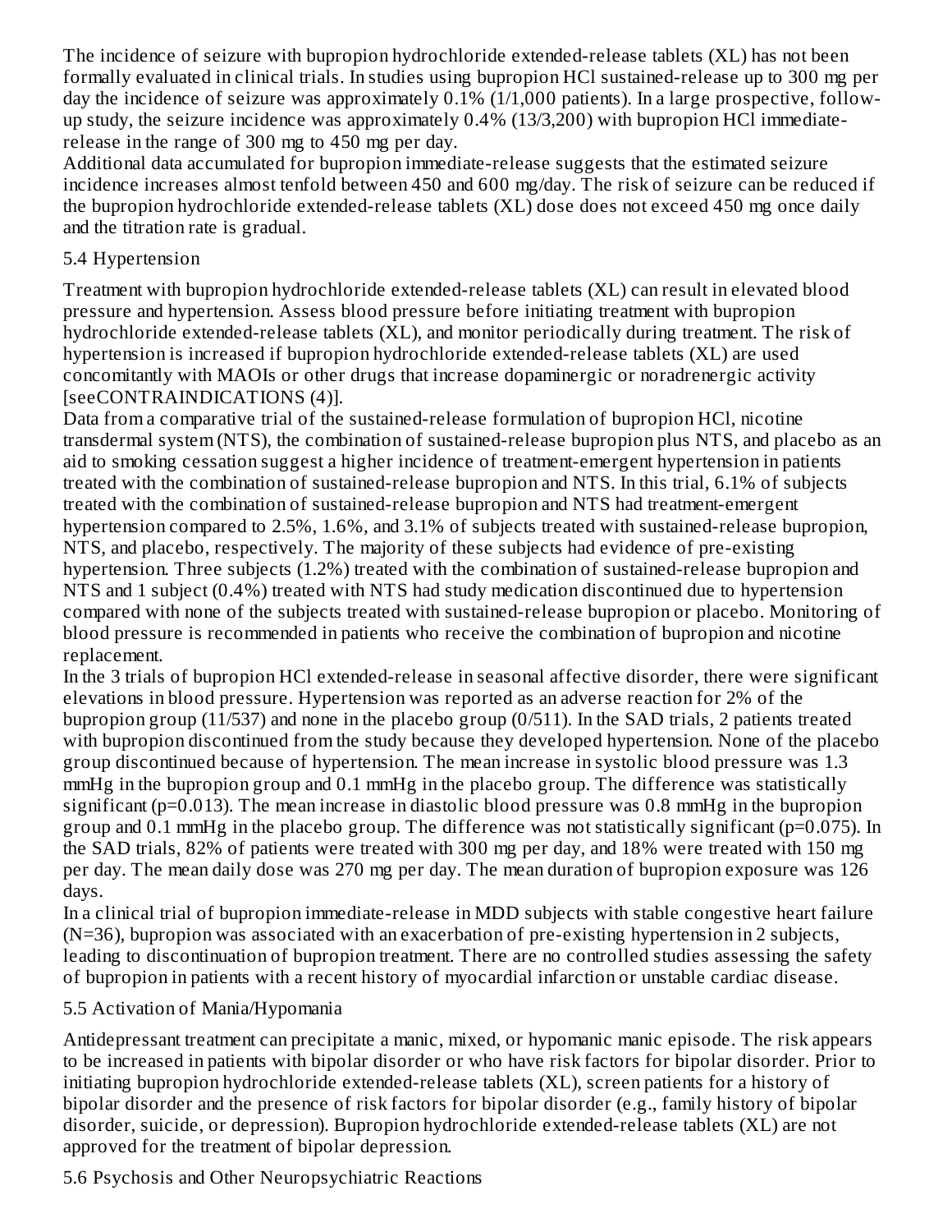The incidence of seizure with bupropion hydrochloride extended-release tablets (XL) has not been formally evaluated in clinical trials. In studies using bupropion HCl sustained-release up to 300 mg per day the incidence of seizure was approximately 0.1% (1/1,000 patients). In a large prospective, follow-up study, the seizure incidence was approximately 0.4% (13/3,200) with bupropion HCl immediate-release in the range of 300 mg to 450 mg per day.

Additional data accumulated for bupropion immediate-release suggests that the estimated seizure incidence increases almost tenfold between 450 and 600 mg/day. The risk of seizure can be reduced if the bupropion hydrochloride extended-release tablets (XL) dose does not exceed 450 mg once daily and the titration rate is gradual.

## 5.4 Hypertension

Treatment with bupropion hydrochloride extended-release tablets (XL) can result in elevated blood pressure and hypertension. Assess blood pressure before initiating treatment with bupropion hydrochloride extended-release tablets (XL), and monitor periodically during treatment. The risk of hypertension is increased if bupropion hydrochloride extended-release tablets (XL) are used concomitantly with MAOIs or other drugs that increase dopaminergic or noradrenergic activity [seeCONTRAINDICATIONS (4)].

Data from a comparative trial of the sustained-release formulation of bupropion HCl, nicotine transdermal system (NTS), the combination of sustained-release bupropion plus NTS, and placebo as an aid to smoking cessation suggest a higher incidence of treatment-emergent hypertension in patients treated with the combination of sustained-release bupropion and NTS. In this trial, 6.1% of subjects treated with the combination of sustained-release bupropion and NTS had treatment-emergent hypertension compared to 2.5%, 1.6%, and 3.1% of subjects treated with sustained-release bupropion, NTS, and placebo, respectively. The majority of these subjects had evidence of pre-existing hypertension. Three subjects (1.2%) treated with the combination of sustained-release bupropion and NTS and 1 subject (0.4%) treated with NTS had study medication discontinued due to hypertension compared with none of the subjects treated with sustained-release bupropion or placebo. Monitoring of blood pressure is recommended in patients who receive the combination of bupropion and nicotine replacement.

In the 3 trials of bupropion HCl extended-release in seasonal affective disorder, there were significant elevations in blood pressure. Hypertension was reported as an adverse reaction for 2% of the bupropion group (11/537) and none in the placebo group (0/511). In the SAD trials, 2 patients treated with bupropion discontinued from the study because they developed hypertension. None of the placebo group discontinued because of hypertension. The mean increase in systolic blood pressure was 1.3 mmHg in the bupropion group and 0.1 mmHg in the placebo group. The difference was statistically significant ($p=0.013$). The mean increase in diastolic blood pressure was 0.8 mmHg in the bupropion group and 0.1 mmHg in the placebo group. The difference was not statistically significant ($p=0.075$). In the SAD trials, 82% of patients were treated with 300 mg per day, and 18% were treated with 150 mg per day. The mean daily dose was 270 mg per day. The mean duration of bupropion exposure was 126 days.

In a clinical trial of bupropion immediate-release in MDD subjects with stable congestive heart failure (N=36), bupropion was associated with an exacerbation of pre-existing hypertension in 2 subjects, leading to discontinuation of bupropion treatment. There are no controlled studies assessing the safety of bupropion in patients with a recent history of myocardial infarction or unstable cardiac disease.

## 5.5 Activation of Mania/Hypomania

Antidepressant treatment can precipitate a manic, mixed, or hypomanic manic episode. The risk appears to be increased in patients with bipolar disorder or who have risk factors for bipolar disorder. Prior to initiating bupropion hydrochloride extended-release tablets (XL), screen patients for a history of bipolar disorder and the presence of risk factors for bipolar disorder (e.g., family history of bipolar disorder, suicide, or depression). Bupropion hydrochloride extended-release tablets (XL) are not approved for the treatment of bipolar depression.

## 5.6 Psychosis and Other Neuropsychiatric Reactions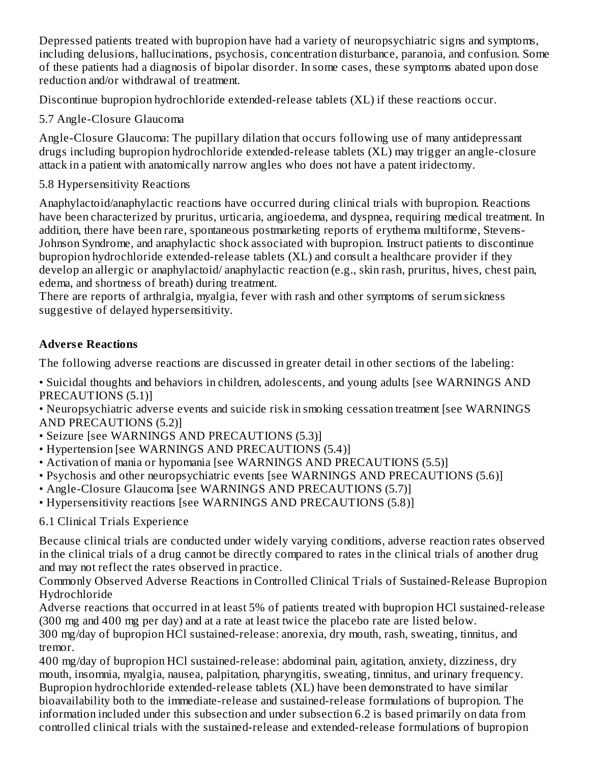Depressed patients treated with bupropion have had a variety of neuropsychiatric signs and symptoms, including delusions, hallucinations, psychosis, concentration disturbance, paranoia, and confusion. Some of these patients had a diagnosis of bipolar disorder. In some cases, these symptoms abated upon dose reduction and/or withdrawal of treatment.

Discontinue bupropion hydrochloride extended-release tablets (XL) if these reactions occur.

5.7 Angle-Closure Glaucoma

Angle-Closure Glaucoma: The pupillary dilation that occurs following use of many antidepressant drugs including bupropion hydrochloride extended-release tablets (XL) may trigger an angle-closure attack in a patient with anatomically narrow angles who does not have a patent iridectomy.

5.8 Hypersensitivity Reactions

Anaphylactoid/anaphylactic reactions have occurred during clinical trials with bupropion. Reactions have been characterized by pruritus, urticaria, angioedema, and dyspnea, requiring medical treatment. In addition, there have been rare, spontaneous postmarketing reports of erythema multiforme, Stevens-Johnson Syndrome, and anaphylactic shock associated with bupropion. Instruct patients to discontinue bupropion hydrochloride extended-release tablets (XL) and consult a healthcare provider if they develop an allergic or anaphylactoid/ anaphylactic reaction (e.g., skin rash, pruritus, hives, chest pain, edema, and shortness of breath) during treatment.
There are reports of arthralgia, myalgia, fever with rash and other symptoms of serum sickness suggestive of delayed hypersensitivity.

**Adverse Reactions**

The following adverse reactions are discussed in greater detail in other sections of the labeling:

- Suicidal thoughts and behaviors in children, adolescents, and young adults [see WARNINGS AND PRECAUTIONS (5.1)]
- Neuropsychiatric adverse events and suicide risk in smoking cessation treatment [see WARNINGS AND PRECAUTIONS (5.2)]
- Seizure [see WARNINGS AND PRECAUTIONS (5.3)]
- Hypertension [see WARNINGS AND PRECAUTIONS (5.4)]
- Activation of mania or hypomania [see WARNINGS AND PRECAUTIONS (5.5)]
- Psychosis and other neuropsychiatric events [see WARNINGS AND PRECAUTIONS (5.6)]
- Angle-Closure Glaucoma [see WARNINGS AND PRECAUTIONS (5.7)]
- Hypersensitivity reactions [see WARNINGS AND PRECAUTIONS (5.8)]

6.1 Clinical Trials Experience

Because clinical trials are conducted under widely varying conditions, adverse reaction rates observed in the clinical trials of a drug cannot be directly compared to rates in the clinical trials of another drug and may not reflect the rates observed in practice.
Commonly Observed Adverse Reactions in Controlled Clinical Trials of Sustained-Release Bupropion Hydrochloride
Adverse reactions that occurred in at least 5% of patients treated with bupropion HCl sustained-release (300 mg and 400 mg per day) and at a rate at least twice the placebo rate are listed below.
300 mg/day of bupropion HCl sustained-release: anorexia, dry mouth, rash, sweating, tinnitus, and tremor.
400 mg/day of bupropion HCl sustained-release: abdominal pain, agitation, anxiety, dizziness, dry mouth, insomnia, myalgia, nausea, palpitation, pharyngitis, sweating, tinnitus, and urinary frequency.
Bupropion hydrochloride extended-release tablets (XL) have been demonstrated to have similar bioavailability both to the immediate-release and sustained-release formulations of bupropion. The information included under this subsection and under subsection 6.2 is based primarily on data from controlled clinical trials with the sustained-release and extended-release formulations of bupropion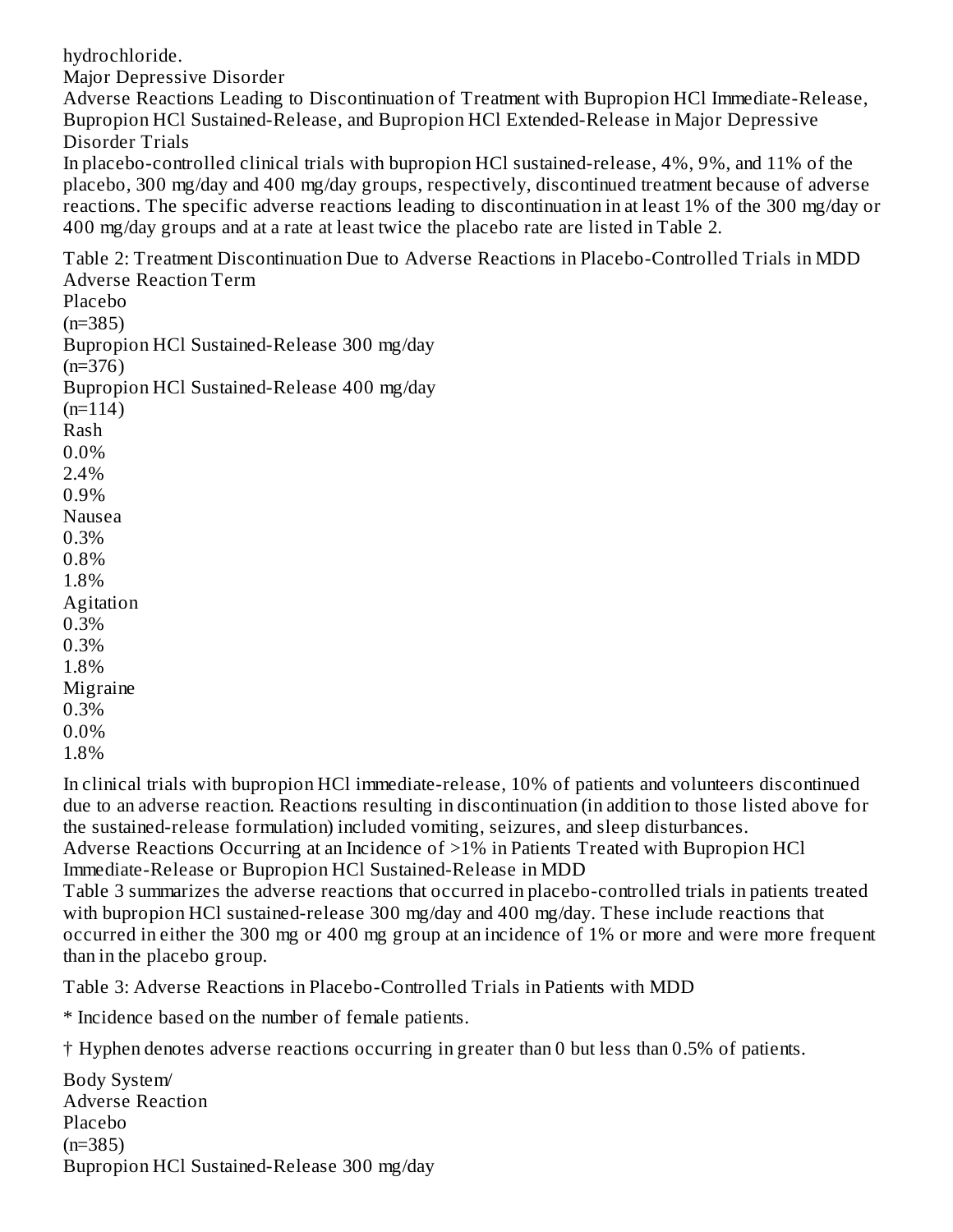hydrochloride.

### Major Depressive Disorder

#### Adverse Reactions Leading to Discontinuation of Treatment with Bupropion HCl Immediate-Release, Bupropion HCl Sustained-Release, and Bupropion HCl Extended-Release in Major Depressive Disorder Trials

In placebo-controlled clinical trials with bupropion HCl sustained-release, 4%, 9%, and 11% of the placebo, 300 mg/day and 400 mg/day groups, respectively, discontinued treatment because of adverse reactions. The specific adverse reactions leading to discontinuation in at least 1% of the 300 mg/day or 400 mg/day groups and at a rate at least twice the placebo rate are listed in Table 2.

Table 2: Treatment Discontinuation Due to Adverse Reactions in Placebo-Controlled Trials in MDD

| Adverse Reaction Term | Placebo (n=385) | Bupropion HCl Sustained-Release 300 mg/day (n=376) | Bupropion HCl Sustained-Release 400 mg/day (n=114) |
|---|---|---|---|
| Rash | 0.0% | 2.4% | 0.9% |
| Nausea | 0.3% | 0.8% | 1.8% |
| Agitation | 0.3% | 0.3% | 1.8% |
| Migraine | 0.3% | 0.0% | 1.8% |

In clinical trials with bupropion HCl immediate-release, 10% of patients and volunteers discontinued due to an adverse reaction. Reactions resulting in discontinuation (in addition to those listed above for the sustained-release formulation) included vomiting, seizures, and sleep disturbances.

#### Adverse Reactions Occurring at an Incidence of >1% in Patients Treated with Bupropion HCl Immediate-Release or Bupropion HCl Sustained-Release in MDD

Table 3 summarizes the adverse reactions that occurred in placebo-controlled trials in patients treated with bupropion HCl sustained-release 300 mg/day and 400 mg/day. These include reactions that occurred in either the 300 mg or 400 mg group at an incidence of 1% or more and were more frequent than in the placebo group.

Table 3: Adverse Reactions in Placebo-Controlled Trials in Patients with MDD

\* Incidence based on the number of female patients.

† Hyphen denotes adverse reactions occurring in greater than 0 but less than 0.5% of patients.

| Body System/ Adverse Reaction | Placebo (n=385) | Bupropion HCl Sustained-Release 300 mg/day |
|---|---|---|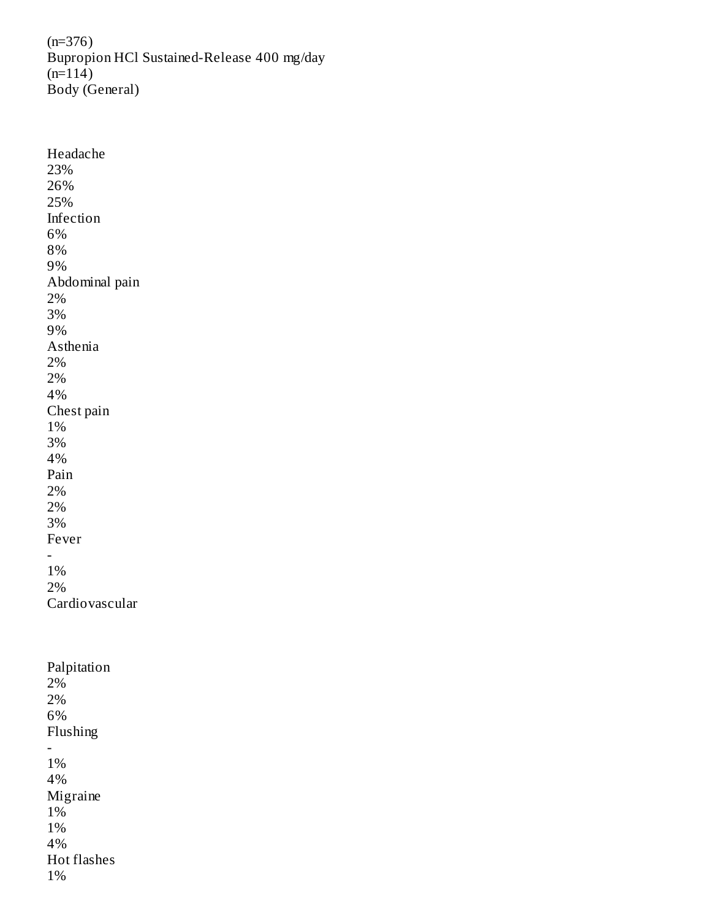(n=376)
Bupropion HCl Sustained-Release 400 mg/day
(n=114)

| Body (General) | | | |
|---|---|---|---|
| Headache | 23% | 26% | 25% |
| Infection | 6% | 8% | 9% |
| Abdominal pain | 2% | 3% | 9% |
| Asthenia | 2% | 2% | 4% |
| Chest pain | 1% | 3% | 4% |
| Pain | 2% | 2% | 3% |
| Fever | - | 1% | 2% |
| Cardiovascular | | | |
| Palpitation | 2% | 2% | 6% |
| Flushing | - | 1% | 4% |
| Migraine | 1% | 1% | 4% |
| Hot flashes | 1% | | |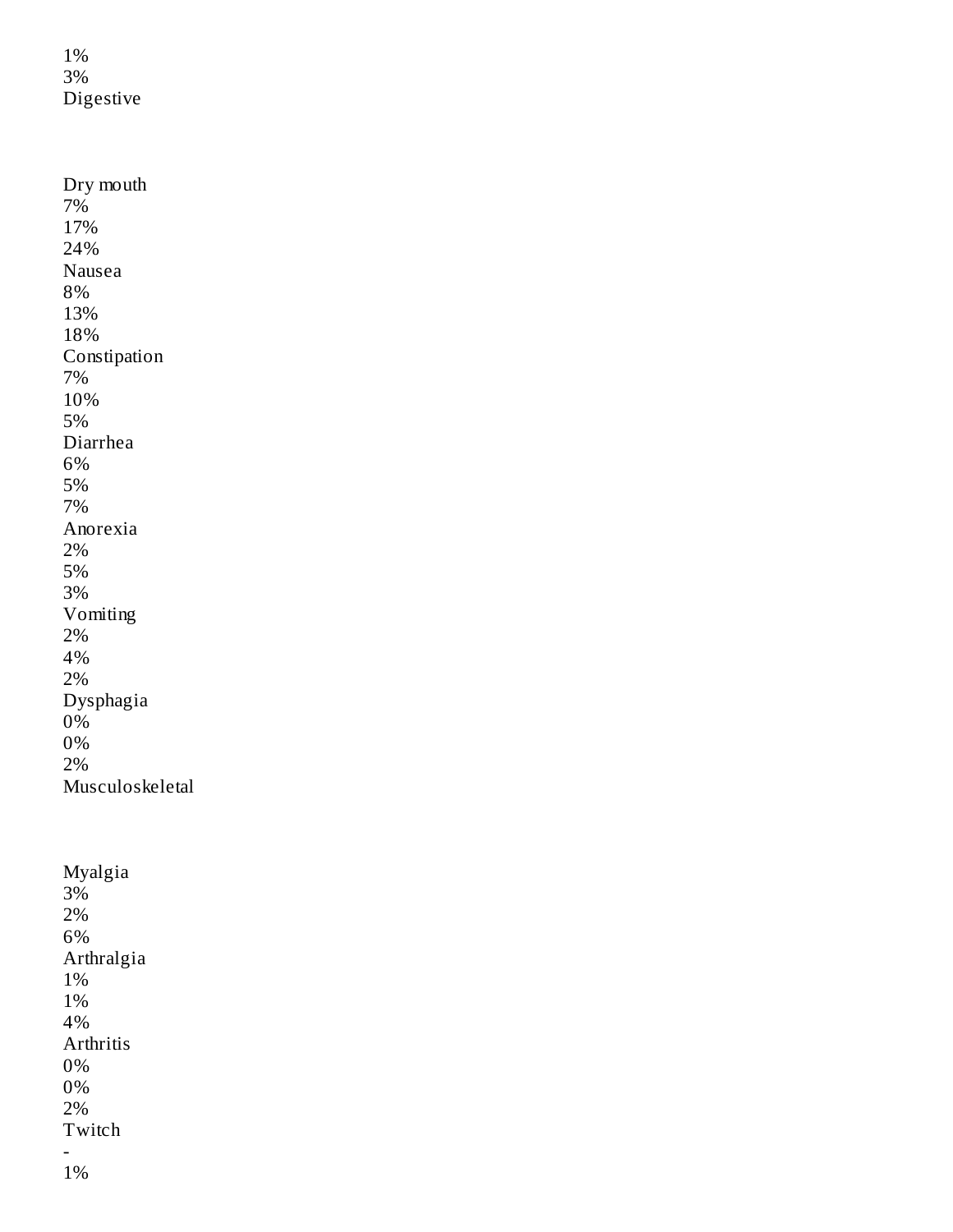1%
3%
Digestive

Dry mouth
7%
17%
24%
Nausea
8%
13%
18%
Constipation
7%
10%
5%
Diarrhea
6%
5%
7%
Anorexia
2%
5%
3%
Vomiting
2%
4%
2%
Dysphagia
0%
0%
2%
Musculoskeletal

Myalgia
3%
2%
6%
Arthralgia
1%
1%
4%
Arthritis
0%
0%
2%
Twitch
-
1%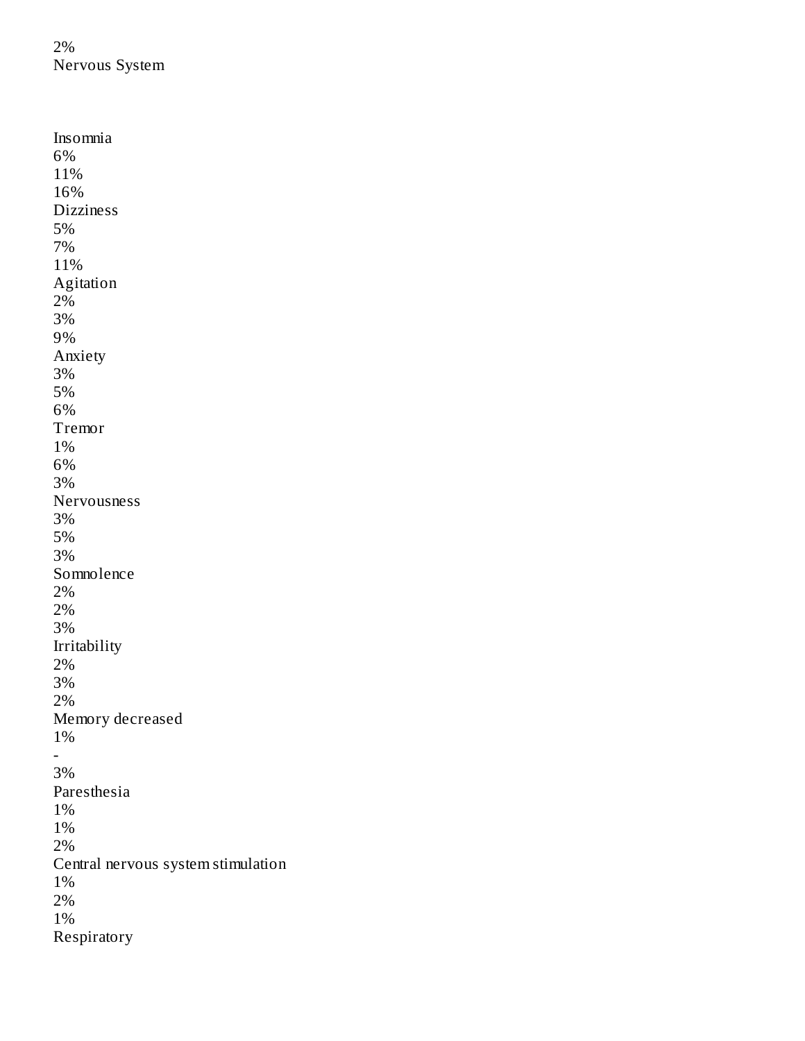2%
Nervous System

| | | | |
|---|---|---|---|
| Insomnia | 6% | 11% | 16% |
| Dizziness | 5% | 7% | 11% |
| Agitation | 2% | 3% | 9% |
| Anxiety | 3% | 5% | 6% |
| Tremor | 1% | 6% | 3% |
| Nervousness | 3% | 5% | 3% |
| Somnolence | 2% | 2% | 3% |
| Irritability | 2% | 3% | 2% |
| Memory decreased | 1% | - | 3% |
| Paresthesia | 1% | 1% | 2% |
| Central nervous system stimulation | 1% | 2% | 1% |

Respiratory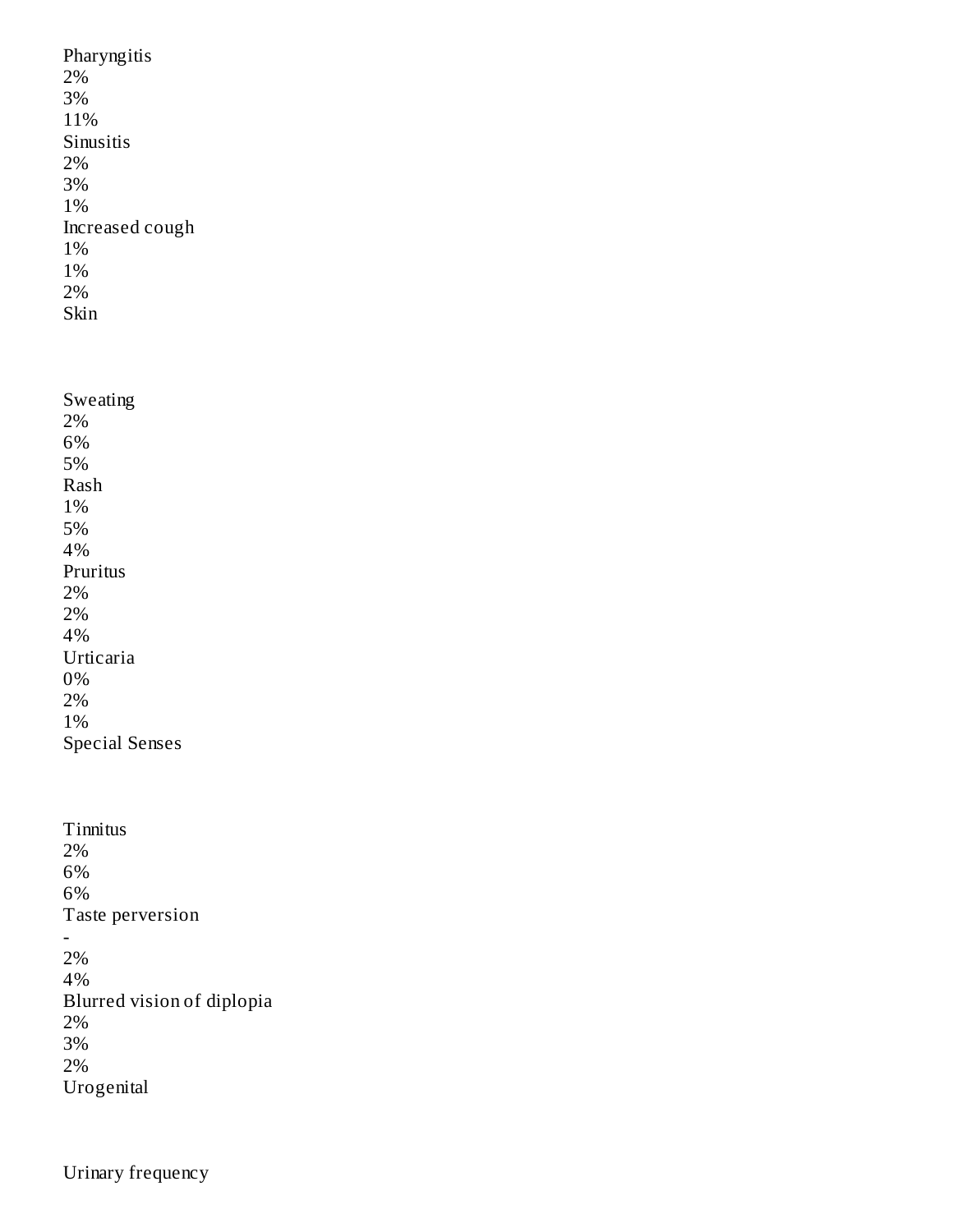| | | | |
|---|---|---|---|
| Pharyngitis | 2% | 3% | 11% |
| Sinusitis | 2% | 3% | 1% |
| Increased cough | 1% | 1% | 2% |
| Skin | | | |
| Sweating | 2% | 6% | 5% |
| Rash | 1% | 5% | 4% |
| Pruritus | 2% | 2% | 4% |
| Urticaria | 0% | 2% | 1% |
| Special Senses | | | |
| Tinnitus | 2% | 6% | 6% |
| Taste perversion | - | 2% | 4% |
| Blurred vision of diplopia | 2% | 3% | 2% |
| Urogenital | | | |
| Urinary frequency | | | |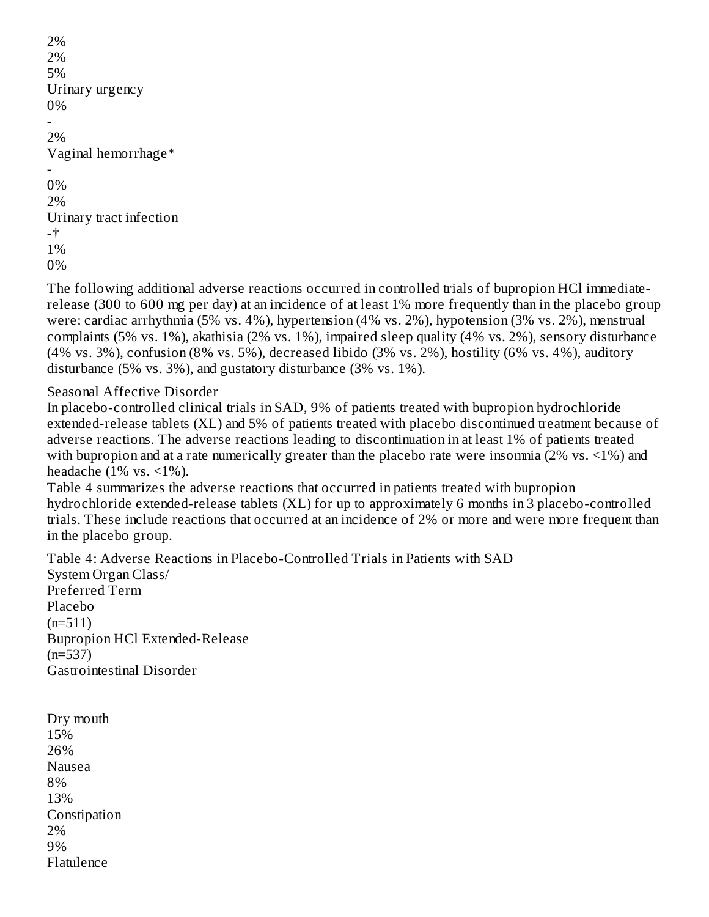| | | | |
|---|---|---|---|
| | 2% | 2% | 5% |
| Urinary urgency | 0% | - | 2% |
| Vaginal hemorrhage* | - | 0% | 2% |
| Urinary tract infection | -† | 1% | 0% |

The following additional adverse reactions occurred in controlled trials of bupropion HCl immediate-release (300 to 600 mg per day) at an incidence of at least 1% more frequently than in the placebo group were: cardiac arrhythmia (5% vs. 4%), hypertension (4% vs. 2%), hypotension (3% vs. 2%), menstrual complaints (5% vs. 1%), akathisia (2% vs. 1%), impaired sleep quality (4% vs. 2%), sensory disturbance (4% vs. 3%), confusion (8% vs. 5%), decreased libido (3% vs. 2%), hostility (6% vs. 4%), auditory disturbance (5% vs. 3%), and gustatory disturbance (3% vs. 1%).

Seasonal Affective Disorder

In placebo-controlled clinical trials in SAD, 9% of patients treated with bupropion hydrochloride extended-release tablets (XL) and 5% of patients treated with placebo discontinued treatment because of adverse reactions. The adverse reactions leading to discontinuation in at least 1% of patients treated with bupropion and at a rate numerically greater than the placebo rate were insomnia (2% vs. <1%) and headache (1% vs. <1%).

Table 4 summarizes the adverse reactions that occurred in patients treated with bupropion hydrochloride extended-release tablets (XL) for up to approximately 6 months in 3 placebo-controlled trials. These include reactions that occurred at an incidence of 2% or more and were more frequent than in the placebo group.

Table 4: Adverse Reactions in Placebo-Controlled Trials in Patients with SAD

| System Organ Class/ Preferred Term | Placebo (n=511) | Bupropion HCl Extended-Release (n=537) |
|---|---|---|
| Gastrointestinal Disorder | | |
| Dry mouth | 15% | 26% |
| Nausea | 8% | 13% |
| Constipation | 2% | 9% |
| Flatulence | | |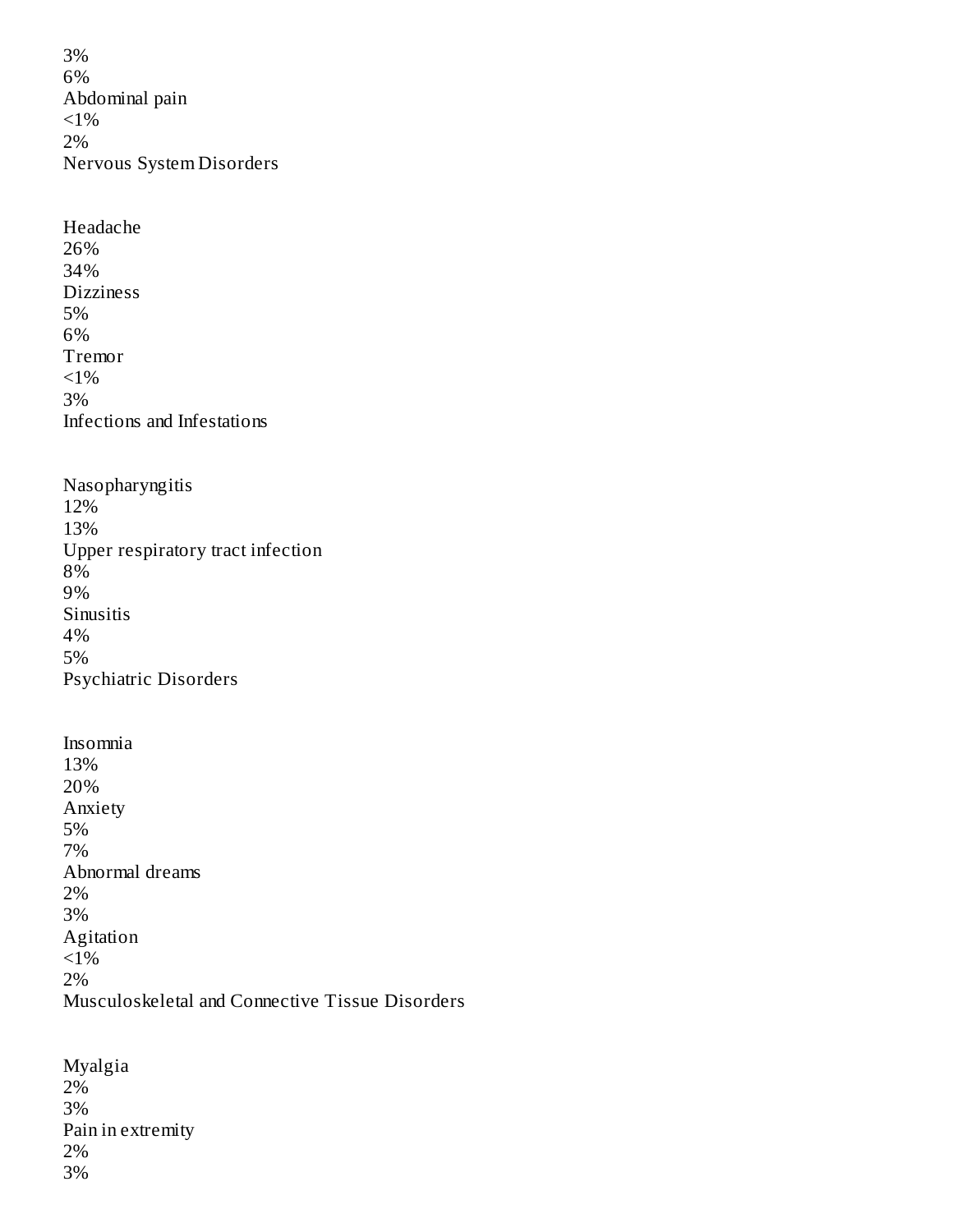| | | |
|---|---|---|
| | 3% | 6% |
| Abdominal pain | <1% | 2% |
| Nervous System Disorders | | |
| Headache | 26% | 34% |
| Dizziness | 5% | 6% |
| Tremor | <1% | 3% |
| Infections and Infestations | | |
| Nasopharyngitis | 12% | 13% |
| Upper respiratory tract infection | 8% | 9% |
| Sinusitis | 4% | 5% |
| Psychiatric Disorders | | |
| Insomnia | 13% | 20% |
| Anxiety | 5% | 7% |
| Abnormal dreams | 2% | 3% |
| Agitation | <1% | 2% |
| Musculoskeletal and Connective Tissue Disorders | | |
| Myalgia | 2% | 3% |
| Pain in extremity | 2% | 3% |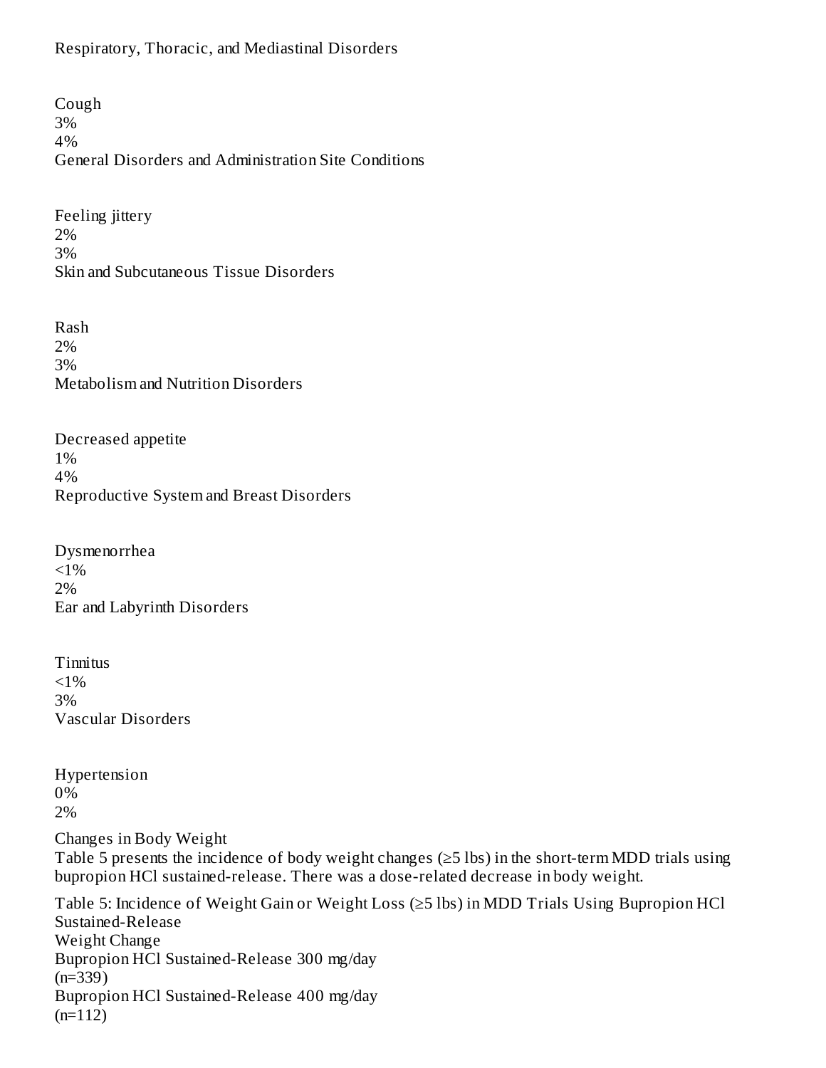| | | |
|---|---|---|
| Respiratory, Thoracic, and Mediastinal Disorders | | |
| Cough | 3% | 4% |
| General Disorders and Administration Site Conditions | | |
| Feeling jittery | 2% | 3% |
| Skin and Subcutaneous Tissue Disorders | | |
| Rash | 2% | 3% |
| Metabolism and Nutrition Disorders | | |
| Decreased appetite | 1% | 4% |
| Reproductive System and Breast Disorders | | |
| Dysmenorrhea | <1% | 2% |
| Ear and Labyrinth Disorders | | |
| Tinnitus | <1% | 3% |
| Vascular Disorders | | |
| Hypertension | 0% | 2% |

Changes in Body Weight

Table 5 presents the incidence of body weight changes (≥5 lbs) in the short-term MDD trials using bupropion HCl sustained-release. There was a dose-related decrease in body weight.

Table 5: Incidence of Weight Gain or Weight Loss (≥5 lbs) in MDD Trials Using Bupropion HCl Sustained-Release

| Weight Change | Bupropion HCl Sustained-Release 300 mg/day (n=339) | Bupropion HCl Sustained-Release 400 mg/day (n=112) |
|---|---|---|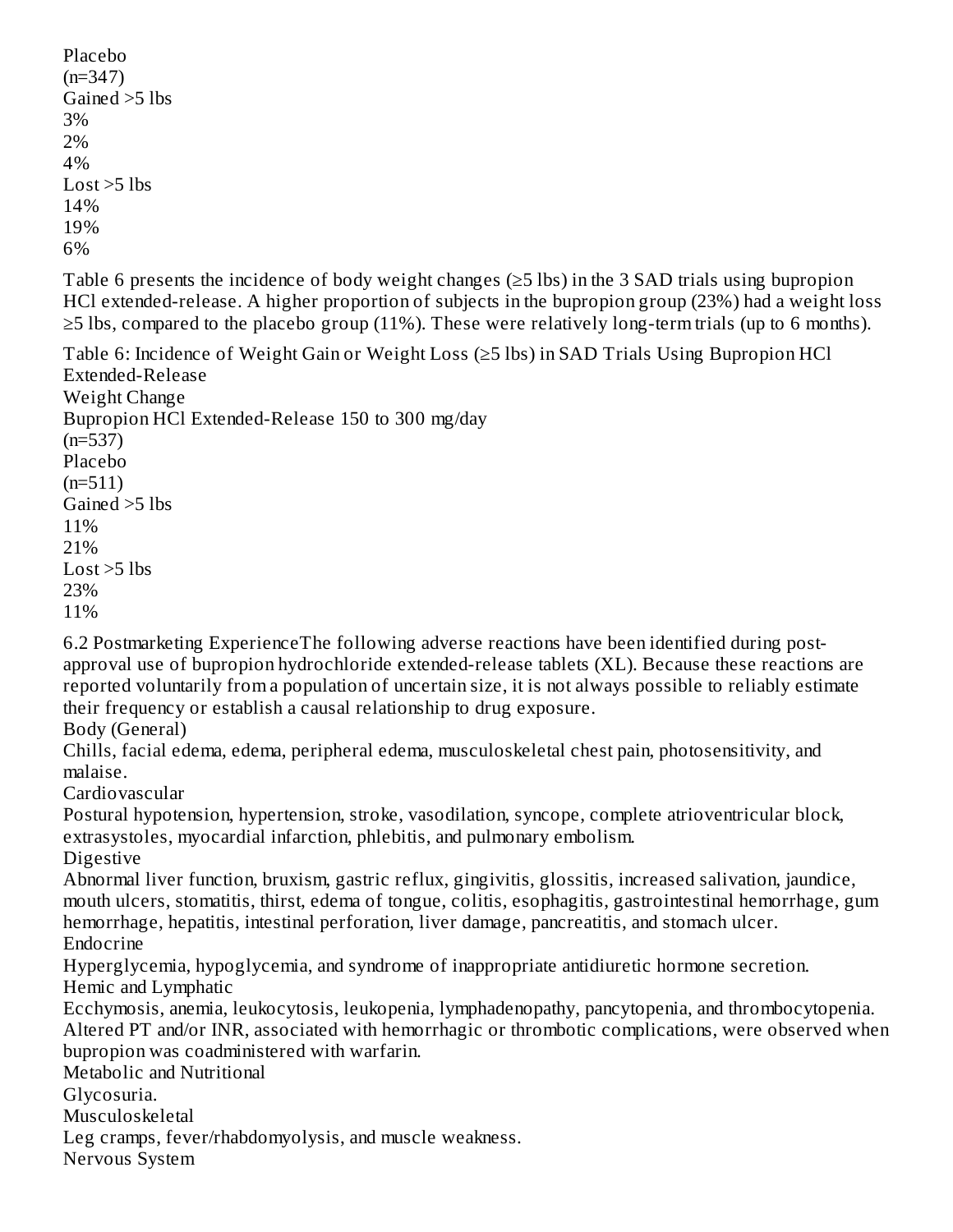| Placebo (n=347) |
|---|
| Gained >5 lbs |
| 3% |
| 2% |
| 4% |
| Lost >5 lbs |
| 14% |
| 19% |
| 6% |

Table 6 presents the incidence of body weight changes (≥5 lbs) in the 3 SAD trials using bupropion HCl extended-release. A higher proportion of subjects in the bupropion group (23%) had a weight loss ≥5 lbs, compared to the placebo group (11%). These were relatively long-term trials (up to 6 months).

Table 6: Incidence of Weight Gain or Weight Loss (≥5 lbs) in SAD Trials Using Bupropion HCl Extended-Release

| Weight Change | Bupropion HCl Extended-Release 150 to 300 mg/day (n=537) | Placebo (n=511) |
|---|---|---|
| Gained >5 lbs | 11% | 21% |
| Lost >5 lbs | 23% | 11% |

## 6.2 Postmarketing Experience

The following adverse reactions have been identified during post-approval use of bupropion hydrochloride extended-release tablets (XL). Because these reactions are reported voluntarily from a population of uncertain size, it is not always possible to reliably estimate their frequency or establish a causal relationship to drug exposure.

Body (General)

Chills, facial edema, edema, peripheral edema, musculoskeletal chest pain, photosensitivity, and malaise.

Cardiovascular

Postural hypotension, hypertension, stroke, vasodilation, syncope, complete atrioventricular block, extrasystoles, myocardial infarction, phlebitis, and pulmonary embolism.

Digestive

Abnormal liver function, bruxism, gastric reflux, gingivitis, glossitis, increased salivation, jaundice, mouth ulcers, stomatitis, thirst, edema of tongue, colitis, esophagitis, gastrointestinal hemorrhage, gum hemorrhage, hepatitis, intestinal perforation, liver damage, pancreatitis, and stomach ulcer.

Endocrine

Hyperglycemia, hypoglycemia, and syndrome of inappropriate antidiuretic hormone secretion.

Hemic and Lymphatic

Ecchymosis, anemia, leukocytosis, leukopenia, lymphadenopathy, pancytopenia, and thrombocytopenia. Altered PT and/or INR, associated with hemorrhagic or thrombotic complications, were observed when bupropion was coadministered with warfarin.

Metabolic and Nutritional

Glycosuria.

Musculoskeletal

Leg cramps, fever/rhabdomyolysis, and muscle weakness.

Nervous System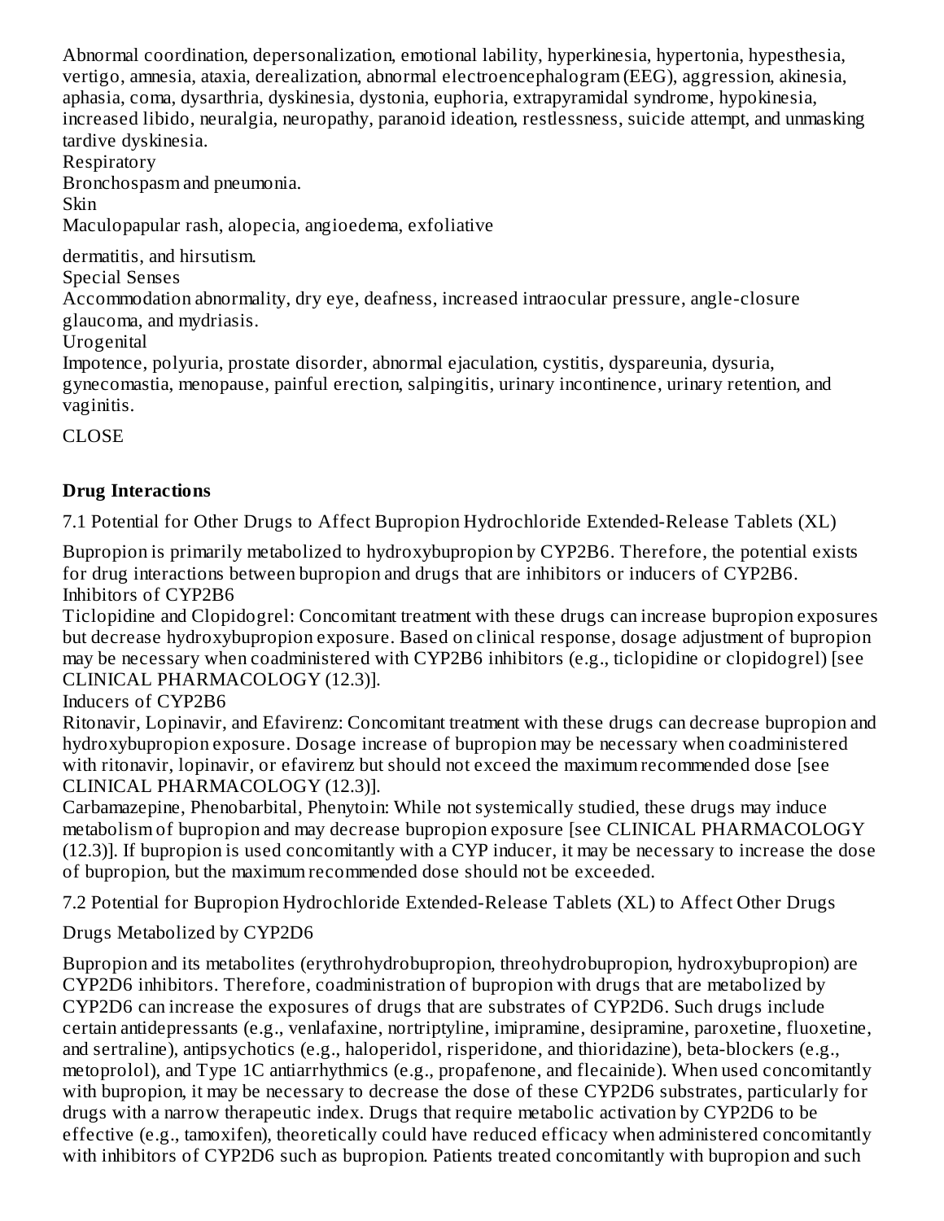Abnormal coordination, depersonalization, emotional lability, hyperkinesia, hypertonia, hypesthesia, vertigo, amnesia, ataxia, derealization, abnormal electroencephalogram (EEG), aggression, akinesia, aphasia, coma, dysarthria, dyskinesia, dystonia, euphoria, extrapyramidal syndrome, hypokinesia, increased libido, neuralgia, neuropathy, paranoid ideation, restlessness, suicide attempt, and unmasking tardive dyskinesia.

Respiratory

Bronchospasm and pneumonia.

Skin

Maculopapular rash, alopecia, angioedema, exfoliative

dermatitis, and hirsutism.

Special Senses

Accommodation abnormality, dry eye, deafness, increased intraocular pressure, angle-closure glaucoma, and mydriasis.

Urogenital

Impotence, polyuria, prostate disorder, abnormal ejaculation, cystitis, dyspareunia, dysuria, gynecomastia, menopause, painful erection, salpingitis, urinary incontinence, urinary retention, and vaginitis.

CLOSE

## Drug Interactions

7.1 Potential for Other Drugs to Affect Bupropion Hydrochloride Extended-Release Tablets (XL)

Bupropion is primarily metabolized to hydroxybupropion by CYP2B6. Therefore, the potential exists for drug interactions between bupropion and drugs that are inhibitors or inducers of CYP2B6.

Inhibitors of CYP2B6

Ticlopidine and Clopidogrel: Concomitant treatment with these drugs can increase bupropion exposures but decrease hydroxybupropion exposure. Based on clinical response, dosage adjustment of bupropion may be necessary when coadministered with CYP2B6 inhibitors (e.g., ticlopidine or clopidogrel) [see CLINICAL PHARMACOLOGY (12.3)].

Inducers of CYP2B6

Ritonavir, Lopinavir, and Efavirenz: Concomitant treatment with these drugs can decrease bupropion and hydroxybupropion exposure. Dosage increase of bupropion may be necessary when coadministered with ritonavir, lopinavir, or efavirenz but should not exceed the maximum recommended dose [see CLINICAL PHARMACOLOGY (12.3)].

Carbamazepine, Phenobarbital, Phenytoin: While not systemically studied, these drugs may induce metabolism of bupropion and may decrease bupropion exposure [see CLINICAL PHARMACOLOGY (12.3)]. If bupropion is used concomitantly with a CYP inducer, it may be necessary to increase the dose of bupropion, but the maximum recommended dose should not be exceeded.

7.2 Potential for Bupropion Hydrochloride Extended-Release Tablets (XL) to Affect Other Drugs

Drugs Metabolized by CYP2D6

Bupropion and its metabolites (erythrohydrobupropion, threohydrobupropion, hydroxybupropion) are CYP2D6 inhibitors. Therefore, coadministration of bupropion with drugs that are metabolized by CYP2D6 can increase the exposures of drugs that are substrates of CYP2D6. Such drugs include certain antidepressants (e.g., venlafaxine, nortriptyline, imipramine, desipramine, paroxetine, fluoxetine, and sertraline), antipsychotics (e.g., haloperidol, risperidone, and thioridazine), beta-blockers (e.g., metoprolol), and Type 1C antiarrhythmics (e.g., propafenone, and flecainide). When used concomitantly with bupropion, it may be necessary to decrease the dose of these CYP2D6 substrates, particularly for drugs with a narrow therapeutic index. Drugs that require metabolic activation by CYP2D6 to be effective (e.g., tamoxifen), theoretically could have reduced efficacy when administered concomitantly with inhibitors of CYP2D6 such as bupropion. Patients treated concomitantly with bupropion and such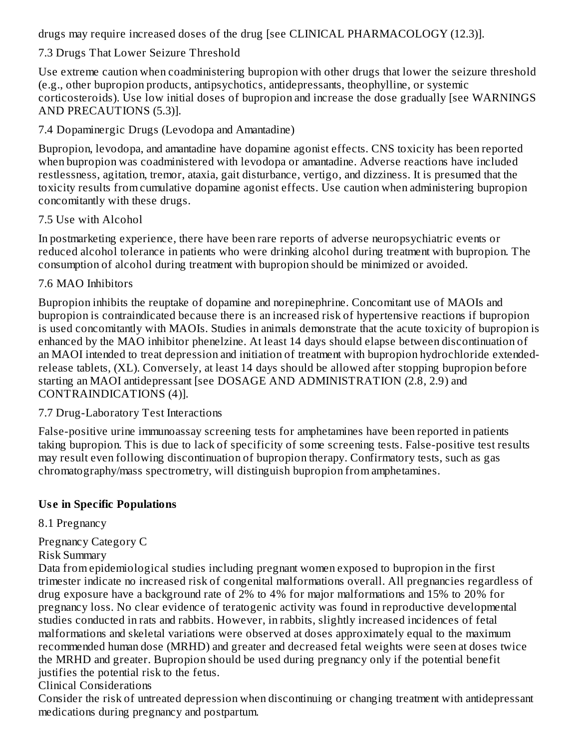drugs may require increased doses of the drug [see CLINICAL PHARMACOLOGY (12.3)].

### 7.3 Drugs That Lower Seizure Threshold

Use extreme caution when coadministering bupropion with other drugs that lower the seizure threshold (e.g., other bupropion products, antipsychotics, antidepressants, theophylline, or systemic corticosteroids). Use low initial doses of bupropion and increase the dose gradually [see WARNINGS AND PRECAUTIONS (5.3)].

### 7.4 Dopaminergic Drugs (Levodopa and Amantadine)

Bupropion, levodopa, and amantadine have dopamine agonist effects. CNS toxicity has been reported when bupropion was coadministered with levodopa or amantadine. Adverse reactions have included restlessness, agitation, tremor, ataxia, gait disturbance, vertigo, and dizziness. It is presumed that the toxicity results from cumulative dopamine agonist effects. Use caution when administering bupropion concomitantly with these drugs.

### 7.5 Use with Alcohol

In postmarketing experience, there have been rare reports of adverse neuropsychiatric events or reduced alcohol tolerance in patients who were drinking alcohol during treatment with bupropion. The consumption of alcohol during treatment with bupropion should be minimized or avoided.

### 7.6 MAO Inhibitors

Bupropion inhibits the reuptake of dopamine and norepinephrine. Concomitant use of MAOIs and bupropion is contraindicated because there is an increased risk of hypertensive reactions if bupropion is used concomitantly with MAOIs. Studies in animals demonstrate that the acute toxicity of bupropion is enhanced by the MAO inhibitor phenelzine. At least 14 days should elapse between discontinuation of an MAOI intended to treat depression and initiation of treatment with bupropion hydrochloride extended-release tablets, (XL). Conversely, at least 14 days should be allowed after stopping bupropion before starting an MAOI antidepressant [see DOSAGE AND ADMINISTRATION (2.8, 2.9) and CONTRAINDICATIONS (4)].

### 7.7 Drug-Laboratory Test Interactions

False-positive urine immunoassay screening tests for amphetamines have been reported in patients taking bupropion. This is due to lack of specificity of some screening tests. False-positive test results may result even following discontinuation of bupropion therapy. Confirmatory tests, such as gas chromatography/mass spectrometry, will distinguish bupropion from amphetamines.

## Use in Specific Populations

### 8.1 Pregnancy

Pregnancy Category C

Risk Summary

Data from epidemiological studies including pregnant women exposed to bupropion in the first trimester indicate no increased risk of congenital malformations overall. All pregnancies regardless of drug exposure have a background rate of 2% to 4% for major malformations and 15% to 20% for pregnancy loss. No clear evidence of teratogenic activity was found in reproductive developmental studies conducted in rats and rabbits. However, in rabbits, slightly increased incidences of fetal malformations and skeletal variations were observed at doses approximately equal to the maximum recommended human dose (MRHD) and greater and decreased fetal weights were seen at doses twice the MRHD and greater. Bupropion should be used during pregnancy only if the potential benefit justifies the potential risk to the fetus.

Clinical Considerations

Consider the risk of untreated depression when discontinuing or changing treatment with antidepressant medications during pregnancy and postpartum.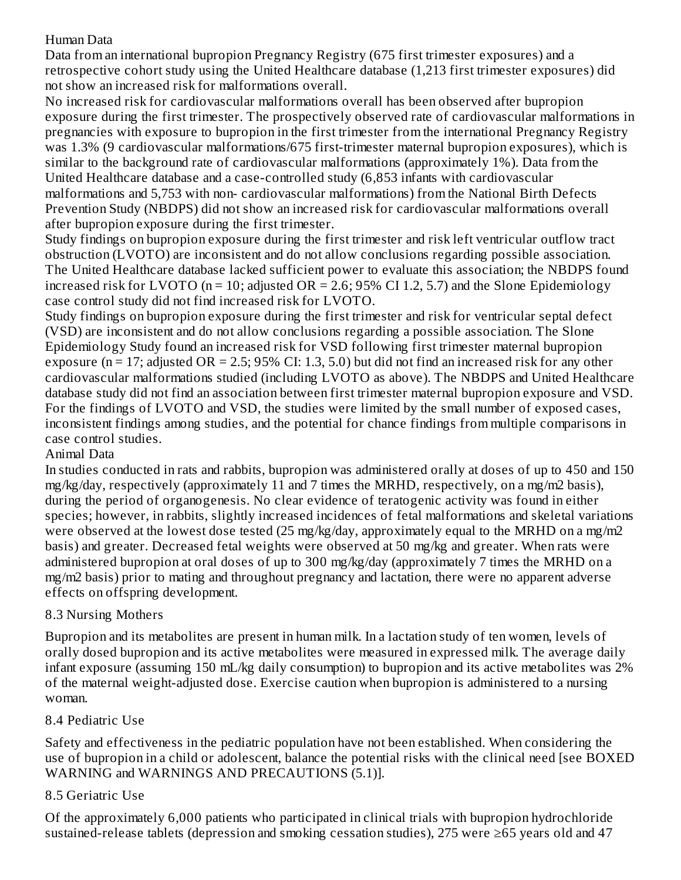Human Data

Data from an international bupropion Pregnancy Registry (675 first trimester exposures) and a retrospective cohort study using the United Healthcare database (1,213 first trimester exposures) did not show an increased risk for malformations overall.

No increased risk for cardiovascular malformations overall has been observed after bupropion exposure during the first trimester. The prospectively observed rate of cardiovascular malformations in pregnancies with exposure to bupropion in the first trimester from the international Pregnancy Registry was 1.3% (9 cardiovascular malformations/675 first-trimester maternal bupropion exposures), which is similar to the background rate of cardiovascular malformations (approximately 1%). Data from the United Healthcare database and a case-controlled study (6,853 infants with cardiovascular malformations and 5,753 with non- cardiovascular malformations) from the National Birth Defects Prevention Study (NBDPS) did not show an increased risk for cardiovascular malformations overall after bupropion exposure during the first trimester.

Study findings on bupropion exposure during the first trimester and risk left ventricular outflow tract obstruction (LVOTO) are inconsistent and do not allow conclusions regarding possible association. The United Healthcare database lacked sufficient power to evaluate this association; the NBDPS found increased risk for LVOTO (n = 10; adjusted OR = 2.6; 95% CI 1.2, 5.7) and the Slone Epidemiology case control study did not find increased risk for LVOTO.

Study findings on bupropion exposure during the first trimester and risk for ventricular septal defect (VSD) are inconsistent and do not allow conclusions regarding a possible association. The Slone Epidemiology Study found an increased risk for VSD following first trimester maternal bupropion exposure (n = 17; adjusted OR = 2.5; 95% CI: 1.3, 5.0) but did not find an increased risk for any other cardiovascular malformations studied (including LVOTO as above). The NBDPS and United Healthcare database study did not find an association between first trimester maternal bupropion exposure and VSD. For the findings of LVOTO and VSD, the studies were limited by the small number of exposed cases, inconsistent findings among studies, and the potential for chance findings from multiple comparisons in case control studies.

Animal Data

In studies conducted in rats and rabbits, bupropion was administered orally at doses of up to 450 and 150 mg/kg/day, respectively (approximately 11 and 7 times the MRHD, respectively, on a mg/m2 basis), during the period of organogenesis. No clear evidence of teratogenic activity was found in either species; however, in rabbits, slightly increased incidences of fetal malformations and skeletal variations were observed at the lowest dose tested (25 mg/kg/day, approximately equal to the MRHD on a mg/m2 basis) and greater. Decreased fetal weights were observed at 50 mg/kg and greater. When rats were administered bupropion at oral doses of up to 300 mg/kg/day (approximately 7 times the MRHD on a mg/m2 basis) prior to mating and throughout pregnancy and lactation, there were no apparent adverse effects on offspring development.

## 8.3 Nursing Mothers

Bupropion and its metabolites are present in human milk. In a lactation study of ten women, levels of orally dosed bupropion and its active metabolites were measured in expressed milk. The average daily infant exposure (assuming 150 mL/kg daily consumption) to bupropion and its active metabolites was 2% of the maternal weight-adjusted dose. Exercise caution when bupropion is administered to a nursing woman.

## 8.4 Pediatric Use

Safety and effectiveness in the pediatric population have not been established. When considering the use of bupropion in a child or adolescent, balance the potential risks with the clinical need [see BOXED WARNING and WARNINGS AND PRECAUTIONS (5.1)].

## 8.5 Geriatric Use

Of the approximately 6,000 patients who participated in clinical trials with bupropion hydrochloride sustained-release tablets (depression and smoking cessation studies), 275 were ≥65 years old and 47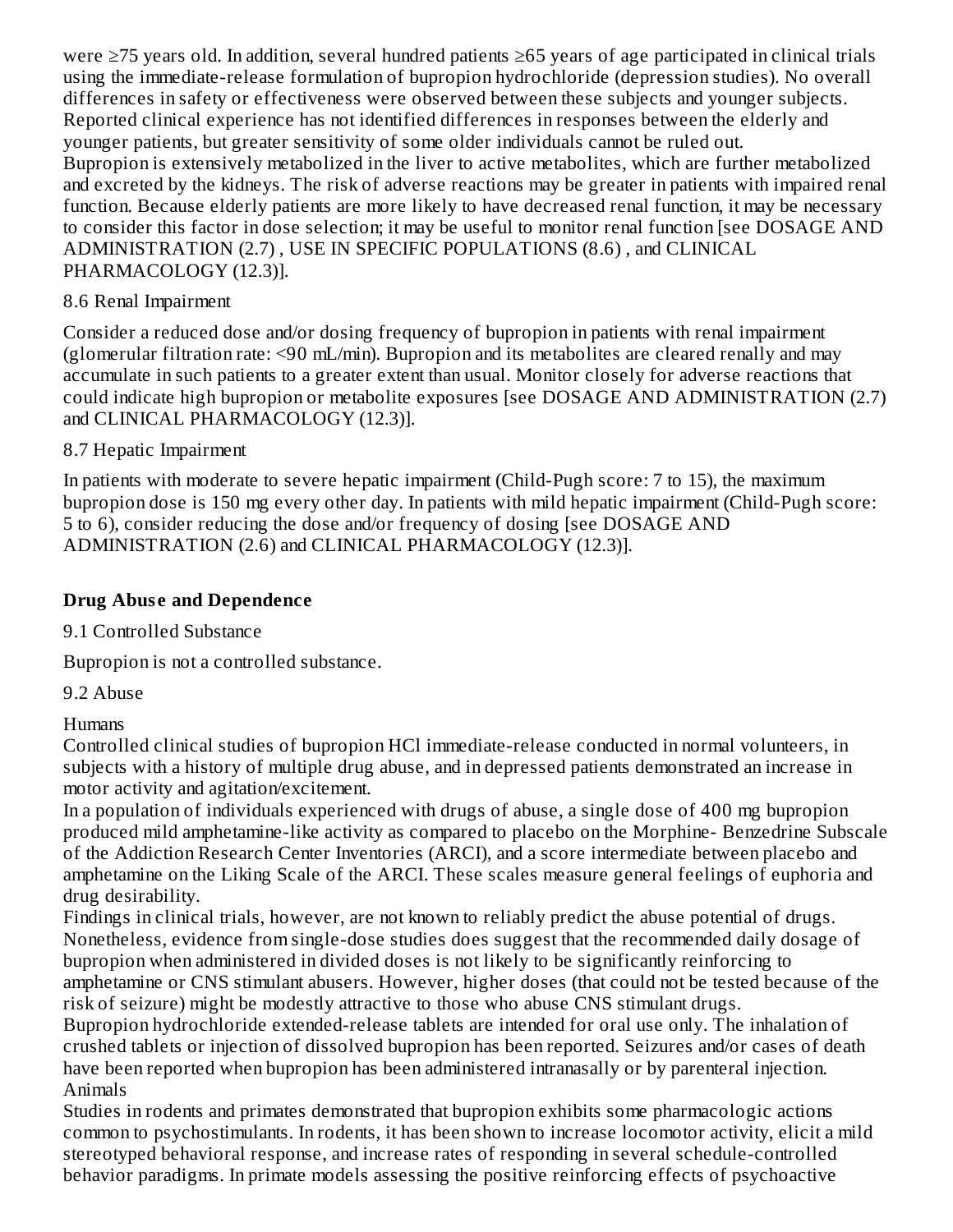were ≥75 years old. In addition, several hundred patients ≥65 years of age participated in clinical trials using the immediate-release formulation of bupropion hydrochloride (depression studies). No overall differences in safety or effectiveness were observed between these subjects and younger subjects. Reported clinical experience has not identified differences in responses between the elderly and younger patients, but greater sensitivity of some older individuals cannot be ruled out.
Bupropion is extensively metabolized in the liver to active metabolites, which are further metabolized and excreted by the kidneys. The risk of adverse reactions may be greater in patients with impaired renal function. Because elderly patients are more likely to have decreased renal function, it may be necessary to consider this factor in dose selection; it may be useful to monitor renal function [see DOSAGE AND ADMINISTRATION (2.7) , USE IN SPECIFIC POPULATIONS (8.6) , and CLINICAL PHARMACOLOGY (12.3)].

8.6 Renal Impairment

Consider a reduced dose and/or dosing frequency of bupropion in patients with renal impairment (glomerular filtration rate: <90 mL/min). Bupropion and its metabolites are cleared renally and may accumulate in such patients to a greater extent than usual. Monitor closely for adverse reactions that could indicate high bupropion or metabolite exposures [see DOSAGE AND ADMINISTRATION (2.7) and CLINICAL PHARMACOLOGY (12.3)].

8.7 Hepatic Impairment

In patients with moderate to severe hepatic impairment (Child-Pugh score: 7 to 15), the maximum bupropion dose is 150 mg every other day. In patients with mild hepatic impairment (Child-Pugh score: 5 to 6), consider reducing the dose and/or frequency of dosing [see DOSAGE AND ADMINISTRATION (2.6) and CLINICAL PHARMACOLOGY (12.3)].

## Drug Abuse and Dependence

9.1 Controlled Substance

Bupropion is not a controlled substance.

9.2 Abuse

Humans
Controlled clinical studies of bupropion HCl immediate-release conducted in normal volunteers, in subjects with a history of multiple drug abuse, and in depressed patients demonstrated an increase in motor activity and agitation/excitement.
In a population of individuals experienced with drugs of abuse, a single dose of 400 mg bupropion produced mild amphetamine-like activity as compared to placebo on the Morphine- Benzedrine Subscale of the Addiction Research Center Inventories (ARCI), and a score intermediate between placebo and amphetamine on the Liking Scale of the ARCI. These scales measure general feelings of euphoria and drug desirability.
Findings in clinical trials, however, are not known to reliably predict the abuse potential of drugs. Nonetheless, evidence from single-dose studies does suggest that the recommended daily dosage of bupropion when administered in divided doses is not likely to be significantly reinforcing to amphetamine or CNS stimulant abusers. However, higher doses (that could not be tested because of the risk of seizure) might be modestly attractive to those who abuse CNS stimulant drugs.
Bupropion hydrochloride extended-release tablets are intended for oral use only. The inhalation of crushed tablets or injection of dissolved bupropion has been reported. Seizures and/or cases of death have been reported when bupropion has been administered intranasally or by parenteral injection.
Animals
Studies in rodents and primates demonstrated that bupropion exhibits some pharmacologic actions common to psychostimulants. In rodents, it has been shown to increase locomotor activity, elicit a mild stereotyped behavioral response, and increase rates of responding in several schedule-controlled behavior paradigms. In primate models assessing the positive reinforcing effects of psychoactive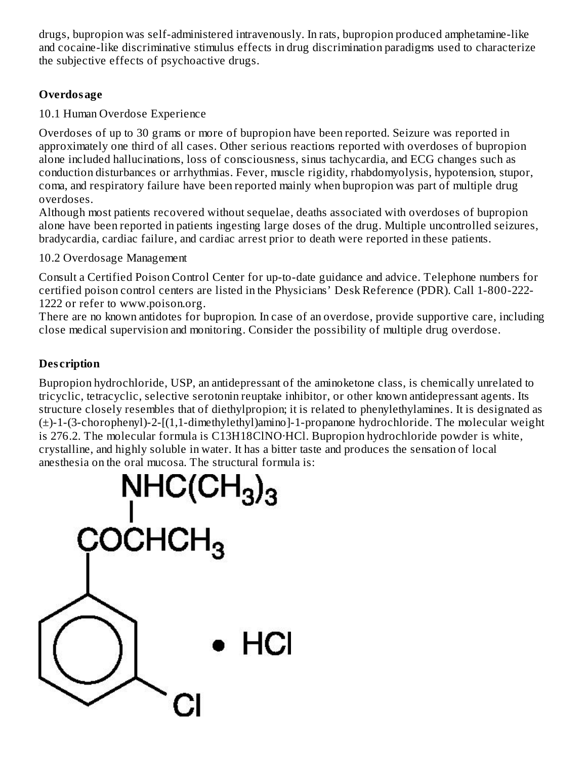drugs, bupropion was self-administered intravenously. In rats, bupropion produced amphetamine-like and cocaine-like discriminative stimulus effects in drug discrimination paradigms used to characterize the subjective effects of psychoactive drugs.

## Overdosage

10.1 Human Overdose Experience

Overdoses of up to 30 grams or more of bupropion have been reported. Seizure was reported in approximately one third of all cases. Other serious reactions reported with overdoses of bupropion alone included hallucinations, loss of consciousness, sinus tachycardia, and ECG changes such as conduction disturbances or arrhythmias. Fever, muscle rigidity, rhabdomyolysis, hypotension, stupor, coma, and respiratory failure have been reported mainly when bupropion was part of multiple drug overdoses.

Although most patients recovered without sequelae, deaths associated with overdoses of bupropion alone have been reported in patients ingesting large doses of the drug. Multiple uncontrolled seizures, bradycardia, cardiac failure, and cardiac arrest prior to death were reported in these patients.

10.2 Overdosage Management

Consult a Certified Poison Control Center for up-to-date guidance and advice. Telephone numbers for certified poison control centers are listed in the Physicians' Desk Reference (PDR). Call 1-800-222-1222 or refer to www.poison.org.

There are no known antidotes for bupropion. In case of an overdose, provide supportive care, including close medical supervision and monitoring. Consider the possibility of multiple drug overdose.

## Description

Bupropion hydrochloride, USP, an antidepressant of the aminoketone class, is chemically unrelated to tricyclic, tetracyclic, selective serotonin reuptake inhibitor, or other known antidepressant agents. Its structure closely resembles that of diethylpropion; it is related to phenylethylamines. It is designated as (±)-1-(3-chorophenyl)-2-[(1,1-dimethylethyl)amino]-1-propanone hydrochloride. The molecular weight is 276.2. The molecular formula is $C_{13}H_{18}ClNO \cdot HCl$. Bupropion hydrochloride powder is white, crystalline, and highly soluble in water. It has a bitter taste and produces the sensation of local anesthesia on the oral mucosa. The structural formula is: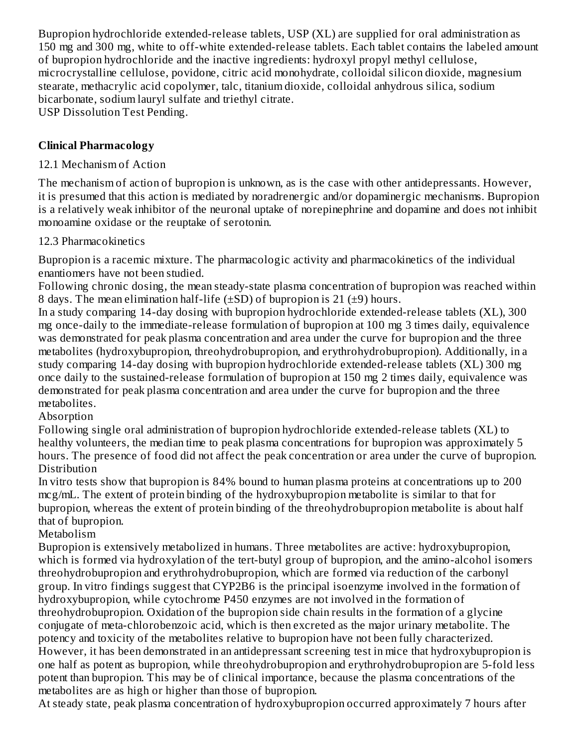Bupropion hydrochloride extended-release tablets, USP (XL) are supplied for oral administration as 150 mg and 300 mg, white to off-white extended-release tablets. Each tablet contains the labeled amount of bupropion hydrochloride and the inactive ingredients: hydroxyl propyl methyl cellulose, microcrystalline cellulose, povidone, citric acid monohydrate, colloidal silicon dioxide, magnesium stearate, methacrylic acid copolymer, talc, titanium dioxide, colloidal anhydrous silica, sodium bicarbonate, sodium lauryl sulfate and triethyl citrate.
USP Dissolution Test Pending.

## Clinical Pharmacology

### 12.1 Mechanism of Action

The mechanism of action of bupropion is unknown, as is the case with other antidepressants. However, it is presumed that this action is mediated by noradrenergic and/or dopaminergic mechanisms. Bupropion is a relatively weak inhibitor of the neuronal uptake of norepinephrine and dopamine and does not inhibit monoamine oxidase or the reuptake of serotonin.

### 12.3 Pharmacokinetics

Bupropion is a racemic mixture. The pharmacologic activity and pharmacokinetics of the individual enantiomers have not been studied.
Following chronic dosing, the mean steady-state plasma concentration of bupropion was reached within 8 days. The mean elimination half-life (±SD) of bupropion is 21 (±9) hours.
In a study comparing 14-day dosing with bupropion hydrochloride extended-release tablets (XL), 300 mg once-daily to the immediate-release formulation of bupropion at 100 mg 3 times daily, equivalence was demonstrated for peak plasma concentration and area under the curve for bupropion and the three metabolites (hydroxybupropion, threohydrobupropion, and erythrohydrobupropion). Additionally, in a study comparing 14-day dosing with bupropion hydrochloride extended-release tablets (XL) 300 mg once daily to the sustained-release formulation of bupropion at 150 mg 2 times daily, equivalence was demonstrated for peak plasma concentration and area under the curve for bupropion and the three metabolites.
Absorption
Following single oral administration of bupropion hydrochloride extended-release tablets (XL) to healthy volunteers, the median time to peak plasma concentrations for bupropion was approximately 5 hours. The presence of food did not affect the peak concentration or area under the curve of bupropion.
Distribution
In vitro tests show that bupropion is 84% bound to human plasma proteins at concentrations up to 200 mcg/mL. The extent of protein binding of the hydroxybupropion metabolite is similar to that for bupropion, whereas the extent of protein binding of the threohydrobupropion metabolite is about half that of bupropion.
Metabolism
Bupropion is extensively metabolized in humans. Three metabolites are active: hydroxybupropion, which is formed via hydroxylation of the tert-butyl group of bupropion, and the amino-alcohol isomers threohydrobupropion and erythrohydrobupropion, which are formed via reduction of the carbonyl group. In vitro findings suggest that CYP2B6 is the principal isoenzyme involved in the formation of hydroxybupropion, while cytochrome P450 enzymes are not involved in the formation of threohydrobupropion. Oxidation of the bupropion side chain results in the formation of a glycine conjugate of meta-chlorobenzoic acid, which is then excreted as the major urinary metabolite. The potency and toxicity of the metabolites relative to bupropion have not been fully characterized. However, it has been demonstrated in an antidepressant screening test in mice that hydroxybupropion is one half as potent as bupropion, while threohydrobupropion and erythrohydrobupropion are 5-fold less potent than bupropion. This may be of clinical importance, because the plasma concentrations of the metabolites are as high or higher than those of bupropion.
At steady state, peak plasma concentration of hydroxybupropion occurred approximately 7 hours after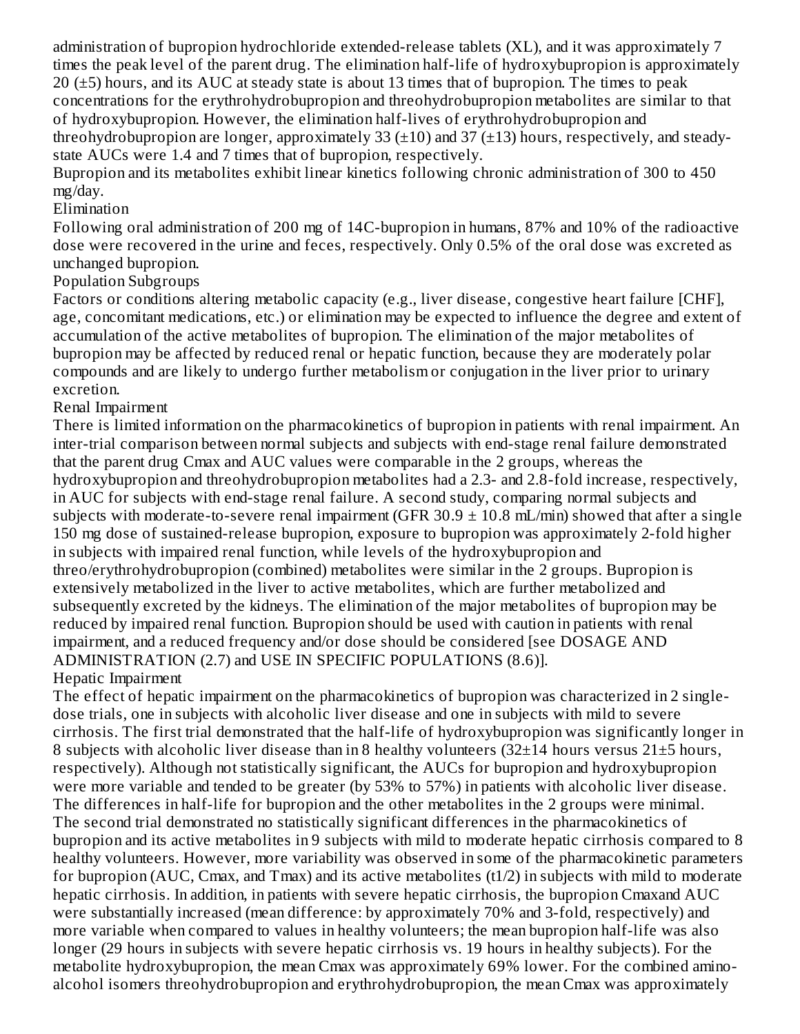administration of bupropion hydrochloride extended-release tablets (XL), and it was approximately 7 times the peak level of the parent drug. The elimination half-life of hydroxybupropion is approximately 20 (±5) hours, and its AUC at steady state is about 13 times that of bupropion. The times to peak concentrations for the erythrohydrobupropion and threohydrobupropion metabolites are similar to that of hydroxybupropion. However, the elimination half-lives of erythrohydrobupropion and threohydrobupropion are longer, approximately 33 (±10) and 37 (±13) hours, respectively, and steady-state AUCs were 1.4 and 7 times that of bupropion, respectively.

Bupropion and its metabolites exhibit linear kinetics following chronic administration of 300 to 450 mg/day.

### Elimination

Following oral administration of 200 mg of 14C-bupropion in humans, 87% and 10% of the radioactive dose were recovered in the urine and feces, respectively. Only 0.5% of the oral dose was excreted as unchanged bupropion.

### Population Subgroups

Factors or conditions altering metabolic capacity (e.g., liver disease, congestive heart failure [CHF], age, concomitant medications, etc.) or elimination may be expected to influence the degree and extent of accumulation of the active metabolites of bupropion. The elimination of the major metabolites of bupropion may be affected by reduced renal or hepatic function, because they are moderately polar compounds and are likely to undergo further metabolism or conjugation in the liver prior to urinary excretion.

### Renal Impairment

There is limited information on the pharmacokinetics of bupropion in patients with renal impairment. An inter-trial comparison between normal subjects and subjects with end-stage renal failure demonstrated that the parent drug Cmax and AUC values were comparable in the 2 groups, whereas the hydroxybupropion and threohydrobupropion metabolites had a 2.3- and 2.8-fold increase, respectively, in AUC for subjects with end-stage renal failure. A second study, comparing normal subjects and subjects with moderate-to-severe renal impairment (GFR 30.9 ± 10.8 mL/min) showed that after a single 150 mg dose of sustained-release bupropion, exposure to bupropion was approximately 2-fold higher in subjects with impaired renal function, while levels of the hydroxybupropion and threo/erythrohydrobupropion (combined) metabolites were similar in the 2 groups. Bupropion is extensively metabolized in the liver to active metabolites, which are further metabolized and subsequently excreted by the kidneys. The elimination of the major metabolites of bupropion may be reduced by impaired renal function. Bupropion should be used with caution in patients with renal impairment, and a reduced frequency and/or dose should be considered [see DOSAGE AND ADMINISTRATION (2.7) and USE IN SPECIFIC POPULATIONS (8.6)].

### Hepatic Impairment

The effect of hepatic impairment on the pharmacokinetics of bupropion was characterized in 2 single-dose trials, one in subjects with alcoholic liver disease and one in subjects with mild to severe cirrhosis. The first trial demonstrated that the half-life of hydroxybupropion was significantly longer in 8 subjects with alcoholic liver disease than in 8 healthy volunteers (32±14 hours versus 21±5 hours, respectively). Although not statistically significant, the AUCs for bupropion and hydroxybupropion were more variable and tended to be greater (by 53% to 57%) in patients with alcoholic liver disease. The differences in half-life for bupropion and the other metabolites in the 2 groups were minimal.

The second trial demonstrated no statistically significant differences in the pharmacokinetics of bupropion and its active metabolites in 9 subjects with mild to moderate hepatic cirrhosis compared to 8 healthy volunteers. However, more variability was observed in some of the pharmacokinetic parameters for bupropion (AUC, Cmax, and Tmax) and its active metabolites (t1/2) in subjects with mild to moderate hepatic cirrhosis. In addition, in patients with severe hepatic cirrhosis, the bupropion Cmaxand AUC were substantially increased (mean difference: by approximately 70% and 3-fold, respectively) and more variable when compared to values in healthy volunteers; the mean bupropion half-life was also longer (29 hours in subjects with severe hepatic cirrhosis vs. 19 hours in healthy subjects). For the metabolite hydroxybupropion, the mean Cmax was approximately 69% lower. For the combined amino-alcohol isomers threohydrobupropion and erythrohydrobupropion, the mean Cmax was approximately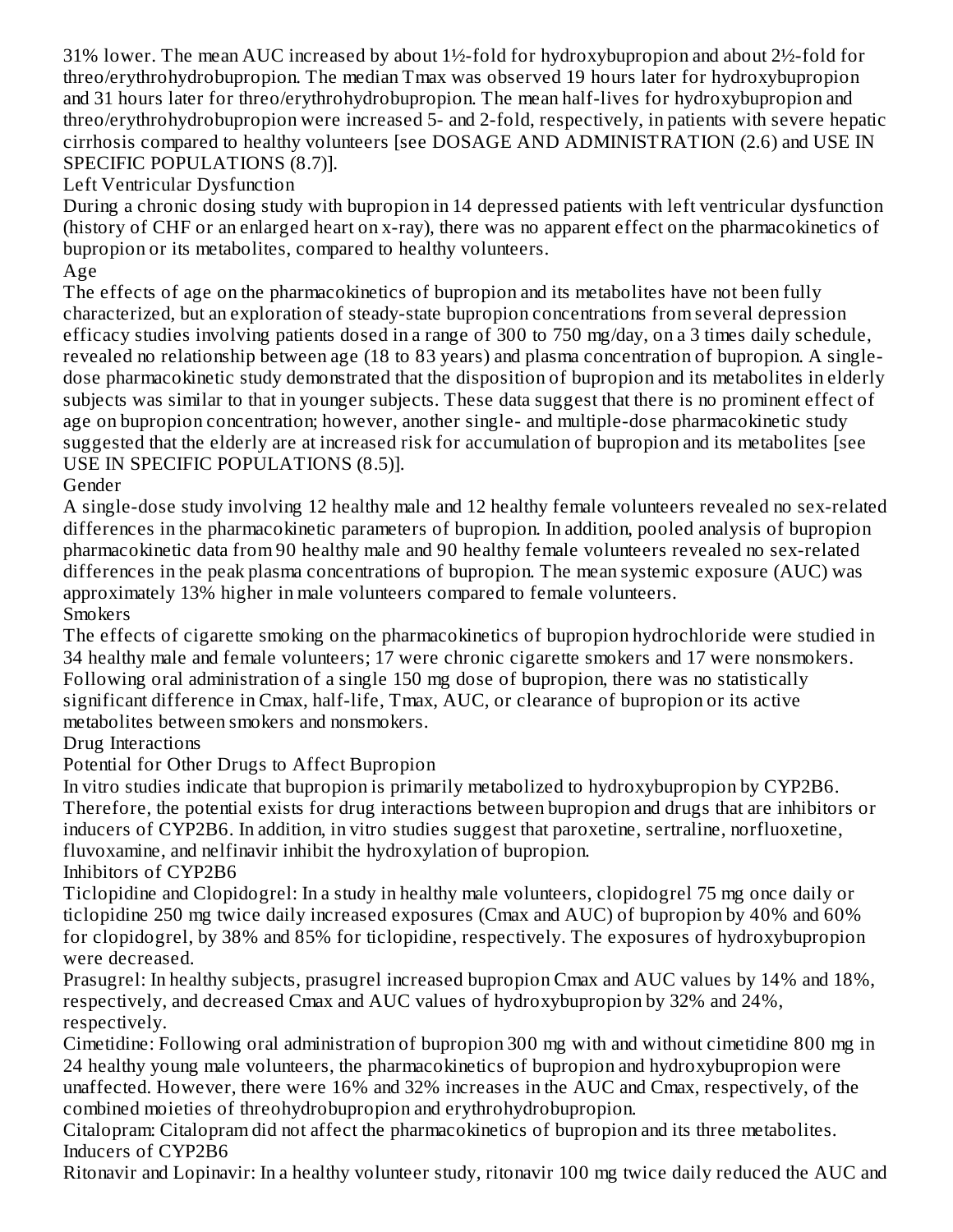31% lower. The mean AUC increased by about 1½-fold for hydroxybupropion and about 2½-fold for threo/erythrohydrobupropion. The median Tmax was observed 19 hours later for hydroxybupropion and 31 hours later for threo/erythrohydrobupropion. The mean half-lives for hydroxybupropion and threo/erythrohydrobupropion were increased 5- and 2-fold, respectively, in patients with severe hepatic cirrhosis compared to healthy volunteers [see DOSAGE AND ADMINISTRATION (2.6) and USE IN SPECIFIC POPULATIONS (8.7)].

#### Left Ventricular Dysfunction

During a chronic dosing study with bupropion in 14 depressed patients with left ventricular dysfunction (history of CHF or an enlarged heart on x-ray), there was no apparent effect on the pharmacokinetics of bupropion or its metabolites, compared to healthy volunteers.

#### Age

The effects of age on the pharmacokinetics of bupropion and its metabolites have not been fully characterized, but an exploration of steady-state bupropion concentrations from several depression efficacy studies involving patients dosed in a range of 300 to 750 mg/day, on a 3 times daily schedule, revealed no relationship between age (18 to 83 years) and plasma concentration of bupropion. A single-dose pharmacokinetic study demonstrated that the disposition of bupropion and its metabolites in elderly subjects was similar to that in younger subjects. These data suggest that there is no prominent effect of age on bupropion concentration; however, another single- and multiple-dose pharmacokinetic study suggested that the elderly are at increased risk for accumulation of bupropion and its metabolites [see USE IN SPECIFIC POPULATIONS (8.5)].

#### Gender

A single-dose study involving 12 healthy male and 12 healthy female volunteers revealed no sex-related differences in the pharmacokinetic parameters of bupropion. In addition, pooled analysis of bupropion pharmacokinetic data from 90 healthy male and 90 healthy female volunteers revealed no sex-related differences in the peak plasma concentrations of bupropion. The mean systemic exposure (AUC) was approximately 13% higher in male volunteers compared to female volunteers.

#### Smokers

The effects of cigarette smoking on the pharmacokinetics of bupropion hydrochloride were studied in 34 healthy male and female volunteers; 17 were chronic cigarette smokers and 17 were nonsmokers. Following oral administration of a single 150 mg dose of bupropion, there was no statistically significant difference in Cmax, half-life, Tmax, AUC, or clearance of bupropion or its active metabolites between smokers and nonsmokers.

#### Drug Interactions

#### Potential for Other Drugs to Affect Bupropion

In vitro studies indicate that bupropion is primarily metabolized to hydroxybupropion by CYP2B6. Therefore, the potential exists for drug interactions between bupropion and drugs that are inhibitors or inducers of CYP2B6. In addition, in vitro studies suggest that paroxetine, sertraline, norfluoxetine, fluvoxamine, and nelfinavir inhibit the hydroxylation of bupropion.

#### Inhibitors of CYP2B6

Ticlopidine and Clopidogrel: In a study in healthy male volunteers, clopidogrel 75 mg once daily or ticlopidine 250 mg twice daily increased exposures (Cmax and AUC) of bupropion by 40% and 60% for clopidogrel, by 38% and 85% for ticlopidine, respectively. The exposures of hydroxybupropion were decreased.

Prasugrel: In healthy subjects, prasugrel increased bupropion Cmax and AUC values by 14% and 18%, respectively, and decreased Cmax and AUC values of hydroxybupropion by 32% and 24%, respectively.

Cimetidine: Following oral administration of bupropion 300 mg with and without cimetidine 800 mg in 24 healthy young male volunteers, the pharmacokinetics of bupropion and hydroxybupropion were unaffected. However, there were 16% and 32% increases in the AUC and Cmax, respectively, of the combined moieties of threohydrobupropion and erythrohydrobupropion.

Citalopram: Citalopram did not affect the pharmacokinetics of bupropion and its three metabolites.

#### Inducers of CYP2B6

Ritonavir and Lopinavir: In a healthy volunteer study, ritonavir 100 mg twice daily reduced the AUC and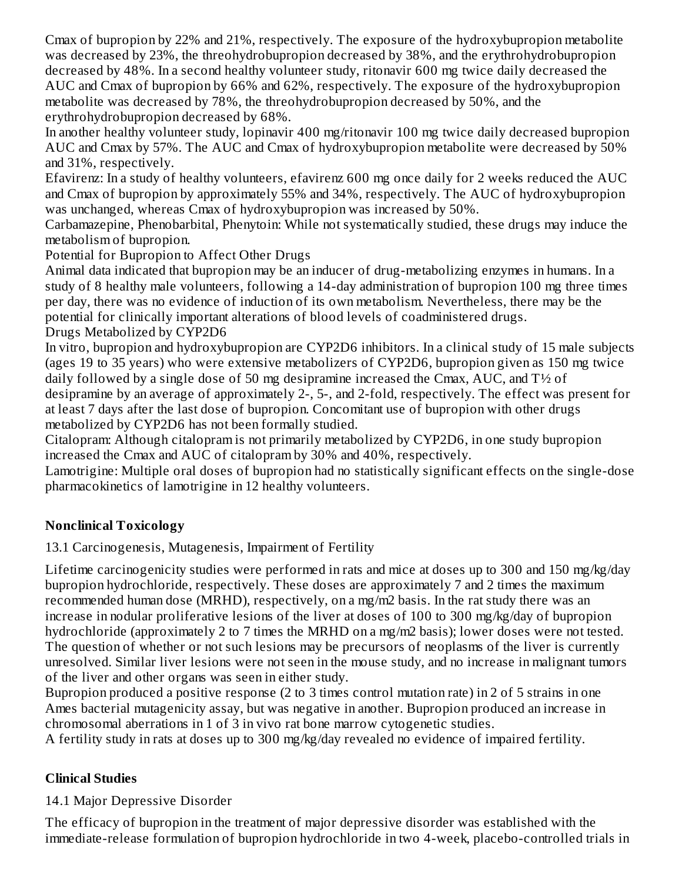Cmax of bupropion by 22% and 21%, respectively. The exposure of the hydroxybupropion metabolite was decreased by 23%, the threohydrobupropion decreased by 38%, and the erythrohydrobupropion decreased by 48%. In a second healthy volunteer study, ritonavir 600 mg twice daily decreased the AUC and Cmax of bupropion by 66% and 62%, respectively. The exposure of the hydroxybupropion metabolite was decreased by 78%, the threohydrobupropion decreased by 50%, and the erythrohydrobupropion decreased by 68%.

In another healthy volunteer study, lopinavir 400 mg/ritonavir 100 mg twice daily decreased bupropion AUC and Cmax by 57%. The AUC and Cmax of hydroxybupropion metabolite were decreased by 50% and 31%, respectively.

Efavirenz: In a study of healthy volunteers, efavirenz 600 mg once daily for 2 weeks reduced the AUC and Cmax of bupropion by approximately 55% and 34%, respectively. The AUC of hydroxybupropion was unchanged, whereas Cmax of hydroxybupropion was increased by 50%.

Carbamazepine, Phenobarbital, Phenytoin: While not systematically studied, these drugs may induce the metabolism of bupropion.

Potential for Bupropion to Affect Other Drugs

Animal data indicated that bupropion may be an inducer of drug-metabolizing enzymes in humans. In a study of 8 healthy male volunteers, following a 14-day administration of bupropion 100 mg three times per day, there was no evidence of induction of its own metabolism. Nevertheless, there may be the potential for clinically important alterations of blood levels of coadministered drugs.

Drugs Metabolized by CYP2D6

In vitro, bupropion and hydroxybupropion are CYP2D6 inhibitors. In a clinical study of 15 male subjects (ages 19 to 35 years) who were extensive metabolizers of CYP2D6, bupropion given as 150 mg twice daily followed by a single dose of 50 mg desipramine increased the Cmax, AUC, and T½ of desipramine by an average of approximately 2-, 5-, and 2-fold, respectively. The effect was present for at least 7 days after the last dose of bupropion. Concomitant use of bupropion with other drugs metabolized by CYP2D6 has not been formally studied.

Citalopram: Although citalopram is not primarily metabolized by CYP2D6, in one study bupropion increased the Cmax and AUC of citalopram by 30% and 40%, respectively.

Lamotrigine: Multiple oral doses of bupropion had no statistically significant effects on the single-dose pharmacokinetics of lamotrigine in 12 healthy volunteers.

## Nonclinical Toxicology

13.1 Carcinogenesis, Mutagenesis, Impairment of Fertility

Lifetime carcinogenicity studies were performed in rats and mice at doses up to 300 and 150 mg/kg/day bupropion hydrochloride, respectively. These doses are approximately 7 and 2 times the maximum recommended human dose (MRHD), respectively, on a mg/m2 basis. In the rat study there was an increase in nodular proliferative lesions of the liver at doses of 100 to 300 mg/kg/day of bupropion hydrochloride (approximately 2 to 7 times the MRHD on a mg/m2 basis); lower doses were not tested. The question of whether or not such lesions may be precursors of neoplasms of the liver is currently unresolved. Similar liver lesions were not seen in the mouse study, and no increase in malignant tumors of the liver and other organs was seen in either study.

Bupropion produced a positive response (2 to 3 times control mutation rate) in 2 of 5 strains in one Ames bacterial mutagenicity assay, but was negative in another. Bupropion produced an increase in chromosomal aberrations in 1 of 3 in vivo rat bone marrow cytogenetic studies.

A fertility study in rats at doses up to 300 mg/kg/day revealed no evidence of impaired fertility.

## Clinical Studies

14.1 Major Depressive Disorder

The efficacy of bupropion in the treatment of major depressive disorder was established with the immediate-release formulation of bupropion hydrochloride in two 4-week, placebo-controlled trials in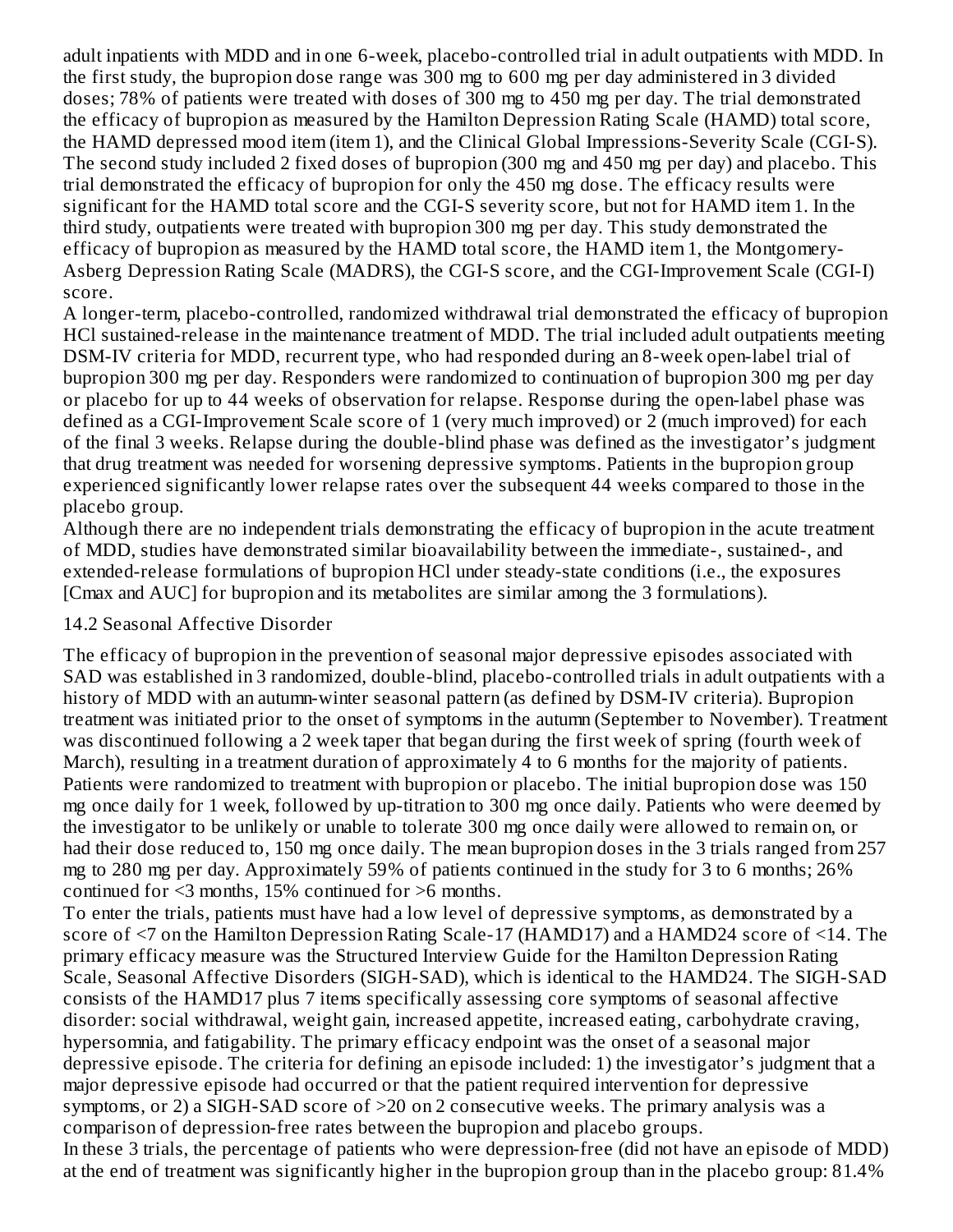adult inpatients with MDD and in one 6-week, placebo-controlled trial in adult outpatients with MDD. In the first study, the bupropion dose range was 300 mg to 600 mg per day administered in 3 divided doses; 78% of patients were treated with doses of 300 mg to 450 mg per day. The trial demonstrated the efficacy of bupropion as measured by the Hamilton Depression Rating Scale (HAMD) total score, the HAMD depressed mood item (item 1), and the Clinical Global Impressions-Severity Scale (CGI-S). The second study included 2 fixed doses of bupropion (300 mg and 450 mg per day) and placebo. This trial demonstrated the efficacy of bupropion for only the 450 mg dose. The efficacy results were significant for the HAMD total score and the CGI-S severity score, but not for HAMD item 1. In the third study, outpatients were treated with bupropion 300 mg per day. This study demonstrated the efficacy of bupropion as measured by the HAMD total score, the HAMD item 1, the Montgomery-Asberg Depression Rating Scale (MADRS), the CGI-S score, and the CGI-Improvement Scale (CGI-I) score.

A longer-term, placebo-controlled, randomized withdrawal trial demonstrated the efficacy of bupropion HCl sustained-release in the maintenance treatment of MDD. The trial included adult outpatients meeting DSM-IV criteria for MDD, recurrent type, who had responded during an 8-week open-label trial of bupropion 300 mg per day. Responders were randomized to continuation of bupropion 300 mg per day or placebo for up to 44 weeks of observation for relapse. Response during the open-label phase was defined as a CGI-Improvement Scale score of 1 (very much improved) or 2 (much improved) for each of the final 3 weeks. Relapse during the double-blind phase was defined as the investigator's judgment that drug treatment was needed for worsening depressive symptoms. Patients in the bupropion group experienced significantly lower relapse rates over the subsequent 44 weeks compared to those in the placebo group.

Although there are no independent trials demonstrating the efficacy of bupropion in the acute treatment of MDD, studies have demonstrated similar bioavailability between the immediate-, sustained-, and extended-release formulations of bupropion HCl under steady-state conditions (i.e., the exposures [Cmax and AUC] for bupropion and its metabolites are similar among the 3 formulations).

## 14.2 Seasonal Affective Disorder

The efficacy of bupropion in the prevention of seasonal major depressive episodes associated with SAD was established in 3 randomized, double-blind, placebo-controlled trials in adult outpatients with a history of MDD with an autumn-winter seasonal pattern (as defined by DSM-IV criteria). Bupropion treatment was initiated prior to the onset of symptoms in the autumn (September to November). Treatment was discontinued following a 2 week taper that began during the first week of spring (fourth week of March), resulting in a treatment duration of approximately 4 to 6 months for the majority of patients. Patients were randomized to treatment with bupropion or placebo. The initial bupropion dose was 150 mg once daily for 1 week, followed by up-titration to 300 mg once daily. Patients who were deemed by the investigator to be unlikely or unable to tolerate 300 mg once daily were allowed to remain on, or had their dose reduced to, 150 mg once daily. The mean bupropion doses in the 3 trials ranged from 257 mg to 280 mg per day. Approximately 59% of patients continued in the study for 3 to 6 months; 26% continued for <3 months, 15% continued for >6 months.

To enter the trials, patients must have had a low level of depressive symptoms, as demonstrated by a score of <7 on the Hamilton Depression Rating Scale-17 (HAMD17) and a HAMD24 score of <14. The primary efficacy measure was the Structured Interview Guide for the Hamilton Depression Rating Scale, Seasonal Affective Disorders (SIGH-SAD), which is identical to the HAMD24. The SIGH-SAD consists of the HAMD17 plus 7 items specifically assessing core symptoms of seasonal affective disorder: social withdrawal, weight gain, increased appetite, increased eating, carbohydrate craving, hypersomnia, and fatigability. The primary efficacy endpoint was the onset of a seasonal major depressive episode. The criteria for defining an episode included: 1) the investigator's judgment that a major depressive episode had occurred or that the patient required intervention for depressive symptoms, or 2) a SIGH-SAD score of >20 on 2 consecutive weeks. The primary analysis was a comparison of depression-free rates between the bupropion and placebo groups.

In these 3 trials, the percentage of patients who were depression-free (did not have an episode of MDD) at the end of treatment was significantly higher in the bupropion group than in the placebo group: 81.4%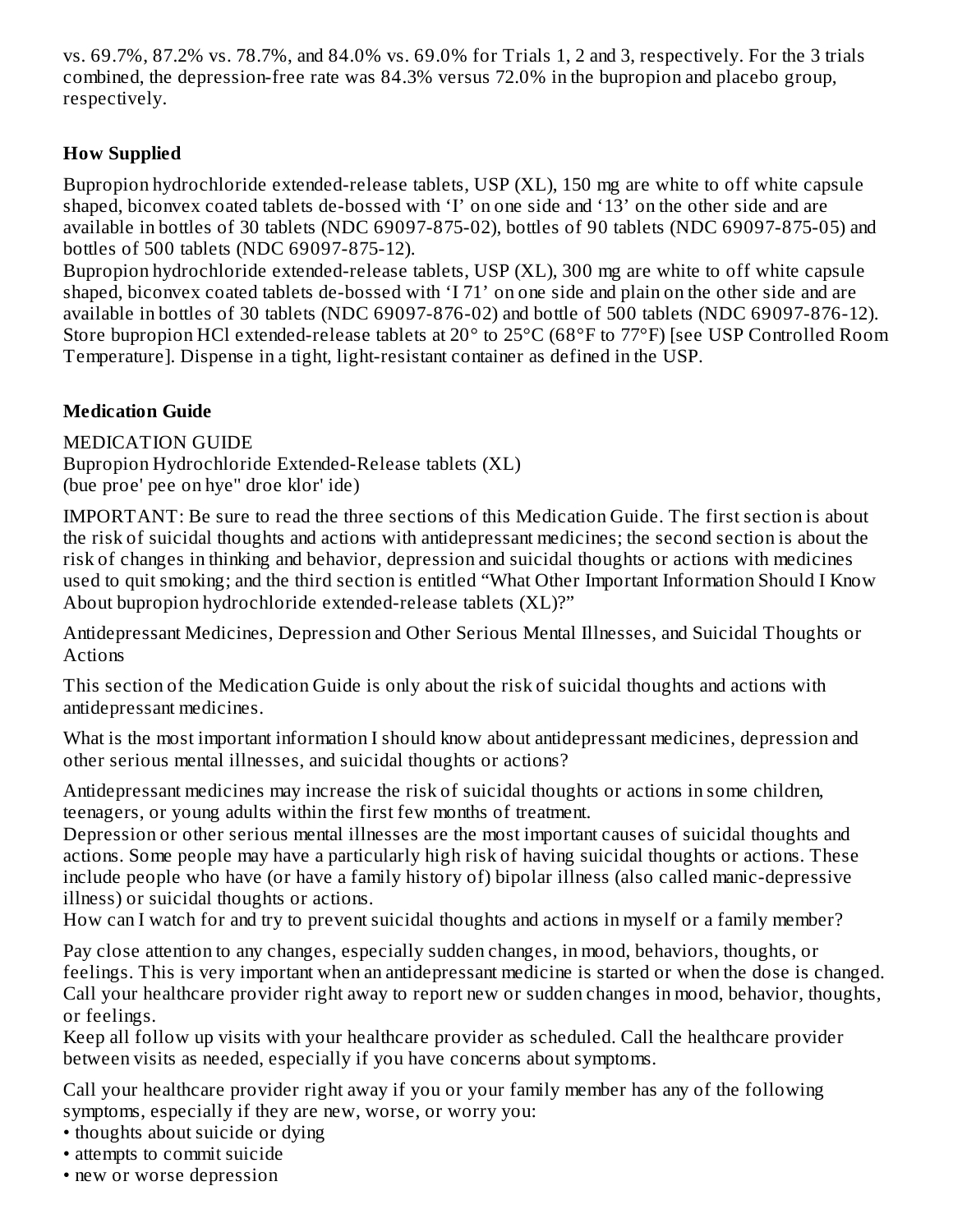vs. 69.7%, 87.2% vs. 78.7%, and 84.0% vs. 69.0% for Trials 1, 2 and 3, respectively. For the 3 trials combined, the depression-free rate was 84.3% versus 72.0% in the bupropion and placebo group, respectively.

## How Supplied

Bupropion hydrochloride extended-release tablets, USP (XL), 150 mg are white to off white capsule shaped, biconvex coated tablets de-bossed with 'I' on one side and '13' on the other side and are available in bottles of 30 tablets (NDC 69097-875-02), bottles of 90 tablets (NDC 69097-875-05) and bottles of 500 tablets (NDC 69097-875-12).
Bupropion hydrochloride extended-release tablets, USP (XL), 300 mg are white to off white capsule shaped, biconvex coated tablets de-bossed with 'I 71' on one side and plain on the other side and are available in bottles of 30 tablets (NDC 69097-876-02) and bottle of 500 tablets (NDC 69097-876-12).
Store bupropion HCl extended-release tablets at 20° to 25°C (68°F to 77°F) [see USP Controlled Room Temperature]. Dispense in a tight, light-resistant container as defined in the USP.

## Medication Guide

MEDICATION GUIDE
Bupropion Hydrochloride Extended-Release tablets (XL)
(bue proe' pee on hye" droe klor' ide)

IMPORTANT: Be sure to read the three sections of this Medication Guide. The first section is about the risk of suicidal thoughts and actions with antidepressant medicines; the second section is about the risk of changes in thinking and behavior, depression and suicidal thoughts or actions with medicines used to quit smoking; and the third section is entitled "What Other Important Information Should I Know About bupropion hydrochloride extended-release tablets (XL)?"

Antidepressant Medicines, Depression and Other Serious Mental Illnesses, and Suicidal Thoughts or Actions

This section of the Medication Guide is only about the risk of suicidal thoughts and actions with antidepressant medicines.

What is the most important information I should know about antidepressant medicines, depression and other serious mental illnesses, and suicidal thoughts or actions?

Antidepressant medicines may increase the risk of suicidal thoughts or actions in some children, teenagers, or young adults within the first few months of treatment.
Depression or other serious mental illnesses are the most important causes of suicidal thoughts and actions. Some people may have a particularly high risk of having suicidal thoughts or actions. These include people who have (or have a family history of) bipolar illness (also called manic-depressive illness) or suicidal thoughts or actions.
How can I watch for and try to prevent suicidal thoughts and actions in myself or a family member?

Pay close attention to any changes, especially sudden changes, in mood, behaviors, thoughts, or feelings. This is very important when an antidepressant medicine is started or when the dose is changed. Call your healthcare provider right away to report new or sudden changes in mood, behavior, thoughts, or feelings.
Keep all follow up visits with your healthcare provider as scheduled. Call the healthcare provider between visits as needed, especially if you have concerns about symptoms.

Call your healthcare provider right away if you or your family member has any of the following symptoms, especially if they are new, worse, or worry you:

- thoughts about suicide or dying
- attempts to commit suicide
- new or worse depression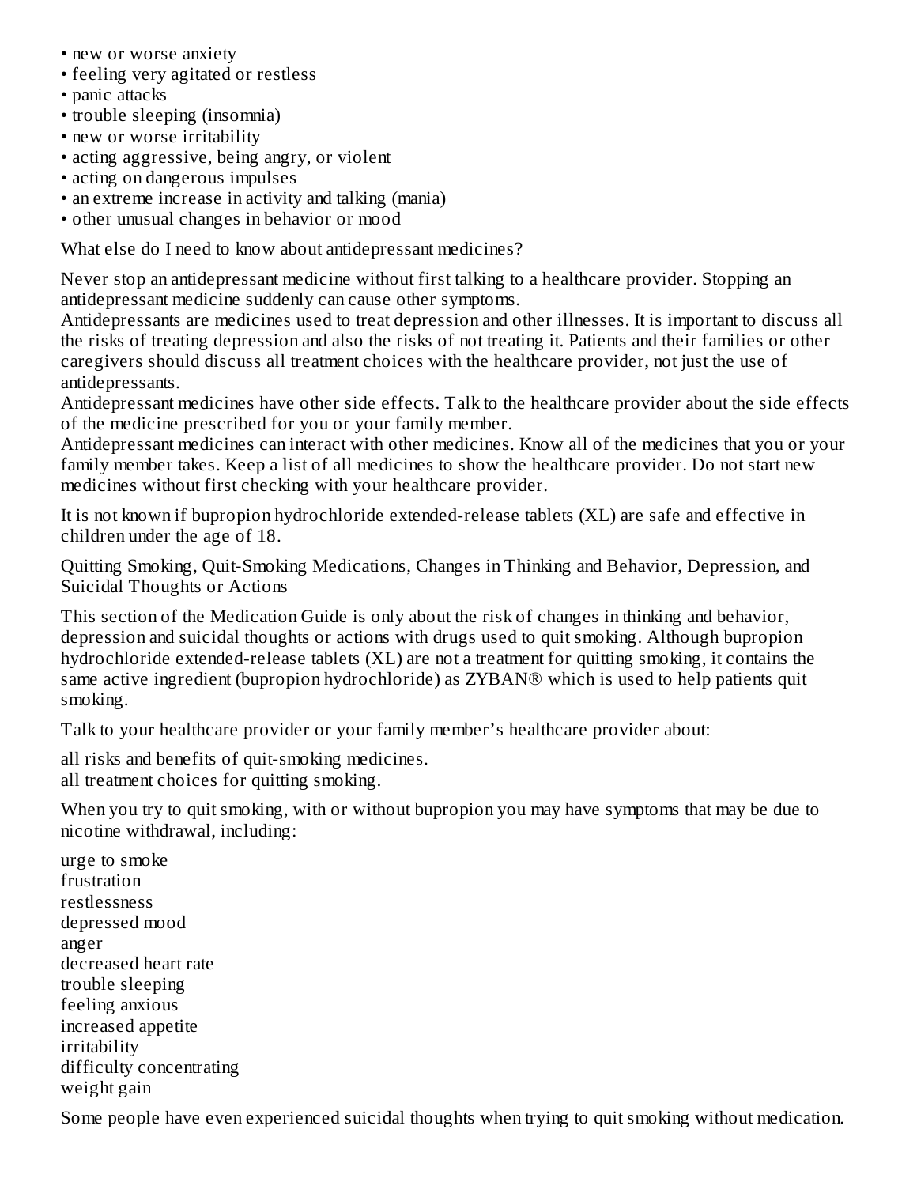- new or worse anxiety
- feeling very agitated or restless
- panic attacks
- trouble sleeping (insomnia)
- new or worse irritability
- acting aggressive, being angry, or violent
- acting on dangerous impulses
- an extreme increase in activity and talking (mania)
- other unusual changes in behavior or mood

What else do I need to know about antidepressant medicines?

Never stop an antidepressant medicine without first talking to a healthcare provider. Stopping an antidepressant medicine suddenly can cause other symptoms.
Antidepressants are medicines used to treat depression and other illnesses. It is important to discuss all the risks of treating depression and also the risks of not treating it. Patients and their families or other caregivers should discuss all treatment choices with the healthcare provider, not just the use of antidepressants.
Antidepressant medicines have other side effects. Talk to the healthcare provider about the side effects of the medicine prescribed for you or your family member.
Antidepressant medicines can interact with other medicines. Know all of the medicines that you or your family member takes. Keep a list of all medicines to show the healthcare provider. Do not start new medicines without first checking with your healthcare provider.

It is not known if bupropion hydrochloride extended-release tablets (XL) are safe and effective in children under the age of 18.

Quitting Smoking, Quit-Smoking Medications, Changes in Thinking and Behavior, Depression, and Suicidal Thoughts or Actions

This section of the Medication Guide is only about the risk of changes in thinking and behavior, depression and suicidal thoughts or actions with drugs used to quit smoking. Although bupropion hydrochloride extended-release tablets (XL) are not a treatment for quitting smoking, it contains the same active ingredient (bupropion hydrochloride) as ZYBAN® which is used to help patients quit smoking.

Talk to your healthcare provider or your family member's healthcare provider about:

all risks and benefits of quit-smoking medicines.
all treatment choices for quitting smoking.

When you try to quit smoking, with or without bupropion you may have symptoms that may be due to nicotine withdrawal, including:

urge to smoke
frustration
restlessness
depressed mood
anger
decreased heart rate
trouble sleeping
feeling anxious
increased appetite
irritability
difficulty concentrating
weight gain

Some people have even experienced suicidal thoughts when trying to quit smoking without medication.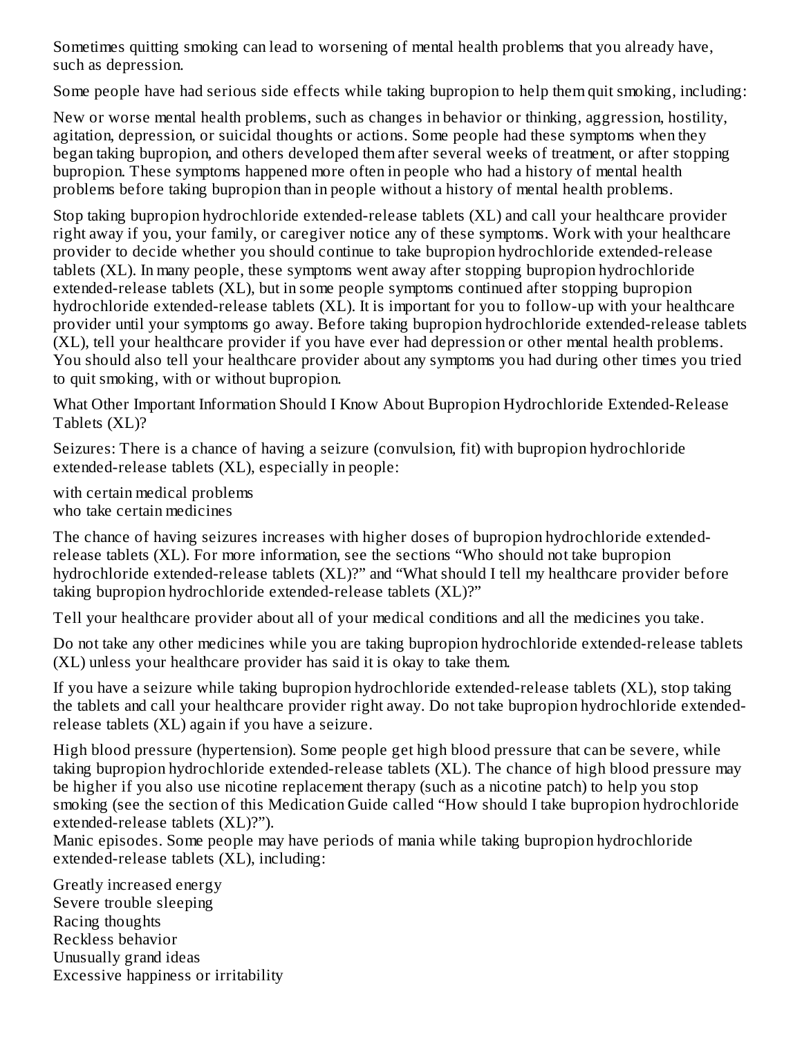Sometimes quitting smoking can lead to worsening of mental health problems that you already have, such as depression.

Some people have had serious side effects while taking bupropion to help them quit smoking, including:

New or worse mental health problems, such as changes in behavior or thinking, aggression, hostility, agitation, depression, or suicidal thoughts or actions. Some people had these symptoms when they began taking bupropion, and others developed them after several weeks of treatment, or after stopping bupropion. These symptoms happened more often in people who had a history of mental health problems before taking bupropion than in people without a history of mental health problems.

Stop taking bupropion hydrochloride extended-release tablets (XL) and call your healthcare provider right away if you, your family, or caregiver notice any of these symptoms. Work with your healthcare provider to decide whether you should continue to take bupropion hydrochloride extended-release tablets (XL). In many people, these symptoms went away after stopping bupropion hydrochloride extended-release tablets (XL), but in some people symptoms continued after stopping bupropion hydrochloride extended-release tablets (XL). It is important for you to follow-up with your healthcare provider until your symptoms go away. Before taking bupropion hydrochloride extended-release tablets (XL), tell your healthcare provider if you have ever had depression or other mental health problems. You should also tell your healthcare provider about any symptoms you had during other times you tried to quit smoking, with or without bupropion.

What Other Important Information Should I Know About Bupropion Hydrochloride Extended-Release Tablets (XL)?

Seizures: There is a chance of having a seizure (convulsion, fit) with bupropion hydrochloride extended-release tablets (XL), especially in people:

- with certain medical problems
- who take certain medicines

The chance of having seizures increases with higher doses of bupropion hydrochloride extended-release tablets (XL). For more information, see the sections "Who should not take bupropion hydrochloride extended-release tablets (XL)?" and "What should I tell my healthcare provider before taking bupropion hydrochloride extended-release tablets (XL)?"

Tell your healthcare provider about all of your medical conditions and all the medicines you take.

Do not take any other medicines while you are taking bupropion hydrochloride extended-release tablets (XL) unless your healthcare provider has said it is okay to take them.

If you have a seizure while taking bupropion hydrochloride extended-release tablets (XL), stop taking the tablets and call your healthcare provider right away. Do not take bupropion hydrochloride extended-release tablets (XL) again if you have a seizure.

High blood pressure (hypertension). Some people get high blood pressure that can be severe, while taking bupropion hydrochloride extended-release tablets (XL). The chance of high blood pressure may be higher if you also use nicotine replacement therapy (such as a nicotine patch) to help you stop smoking (see the section of this Medication Guide called "How should I take bupropion hydrochloride extended-release tablets (XL)?").

Manic episodes. Some people may have periods of mania while taking bupropion hydrochloride extended-release tablets (XL), including:

- Greatly increased energy
- Severe trouble sleeping
- Racing thoughts
- Reckless behavior
- Unusually grand ideas
- Excessive happiness or irritability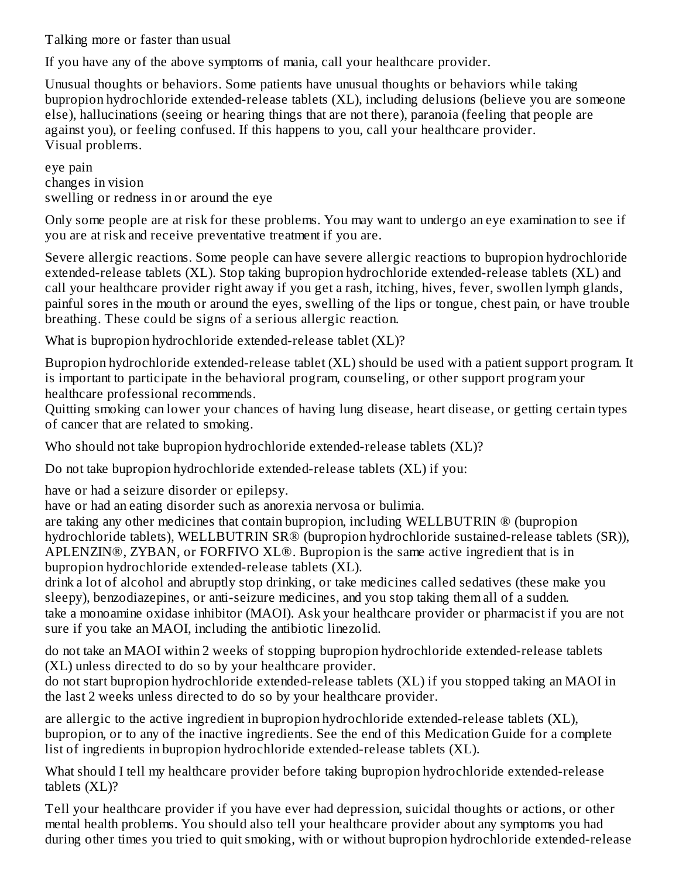Talking more or faster than usual

If you have any of the above symptoms of mania, call your healthcare provider.

Unusual thoughts or behaviors. Some patients have unusual thoughts or behaviors while taking bupropion hydrochloride extended-release tablets (XL), including delusions (believe you are someone else), hallucinations (seeing or hearing things that are not there), paranoia (feeling that people are against you), or feeling confused. If this happens to you, call your healthcare provider.
Visual problems.

- eye pain
- changes in vision
- swelling or redness in or around the eye

Only some people are at risk for these problems. You may want to undergo an eye examination to see if you are at risk and receive preventative treatment if you are.

Severe allergic reactions. Some people can have severe allergic reactions to bupropion hydrochloride extended-release tablets (XL). Stop taking bupropion hydrochloride extended-release tablets (XL) and call your healthcare provider right away if you get a rash, itching, hives, fever, swollen lymph glands, painful sores in the mouth or around the eyes, swelling of the lips or tongue, chest pain, or have trouble breathing. These could be signs of a serious allergic reaction.

## What is bupropion hydrochloride extended-release tablet (XL)?

Bupropion hydrochloride extended-release tablet (XL) should be used with a patient support program. It is important to participate in the behavioral program, counseling, or other support program your healthcare professional recommends.
Quitting smoking can lower your chances of having lung disease, heart disease, or getting certain types of cancer that are related to smoking.

## Who should not take bupropion hydrochloride extended-release tablets (XL)?

Do not take bupropion hydrochloride extended-release tablets (XL) if you:

- have or had a seizure disorder or epilepsy.
- have or had an eating disorder such as anorexia nervosa or bulimia.
- are taking any other medicines that contain bupropion, including WELLBUTRIN ® (bupropion hydrochloride tablets), WELLBUTRIN SR® (bupropion hydrochloride sustained-release tablets (SR)), APLENZIN®, ZYBAN, or FORFIVO XL®. Bupropion is the same active ingredient that is in bupropion hydrochloride extended-release tablets (XL).
- drink a lot of alcohol and abruptly stop drinking, or take medicines called sedatives (these make you sleepy), benzodiazepines, or anti-seizure medicines, and you stop taking them all of a sudden.
- take a monoamine oxidase inhibitor (MAOI). Ask your healthcare provider or pharmacist if you are not sure if you take an MAOI, including the antibiotic linezolid.
  - do not take an MAOI within 2 weeks of stopping bupropion hydrochloride extended-release tablets (XL) unless directed to do so by your healthcare provider.
  - do not start bupropion hydrochloride extended-release tablets (XL) if you stopped taking an MAOI in the last 2 weeks unless directed to do so by your healthcare provider.
- are allergic to the active ingredient in bupropion hydrochloride extended-release tablets (XL), bupropion, or to any of the inactive ingredients. See the end of this Medication Guide for a complete list of ingredients in bupropion hydrochloride extended-release tablets (XL).

## What should I tell my healthcare provider before taking bupropion hydrochloride extended-release tablets (XL)?

Tell your healthcare provider if you have ever had depression, suicidal thoughts or actions, or other mental health problems. You should also tell your healthcare provider about any symptoms you had during other times you tried to quit smoking, with or without bupropion hydrochloride extended-release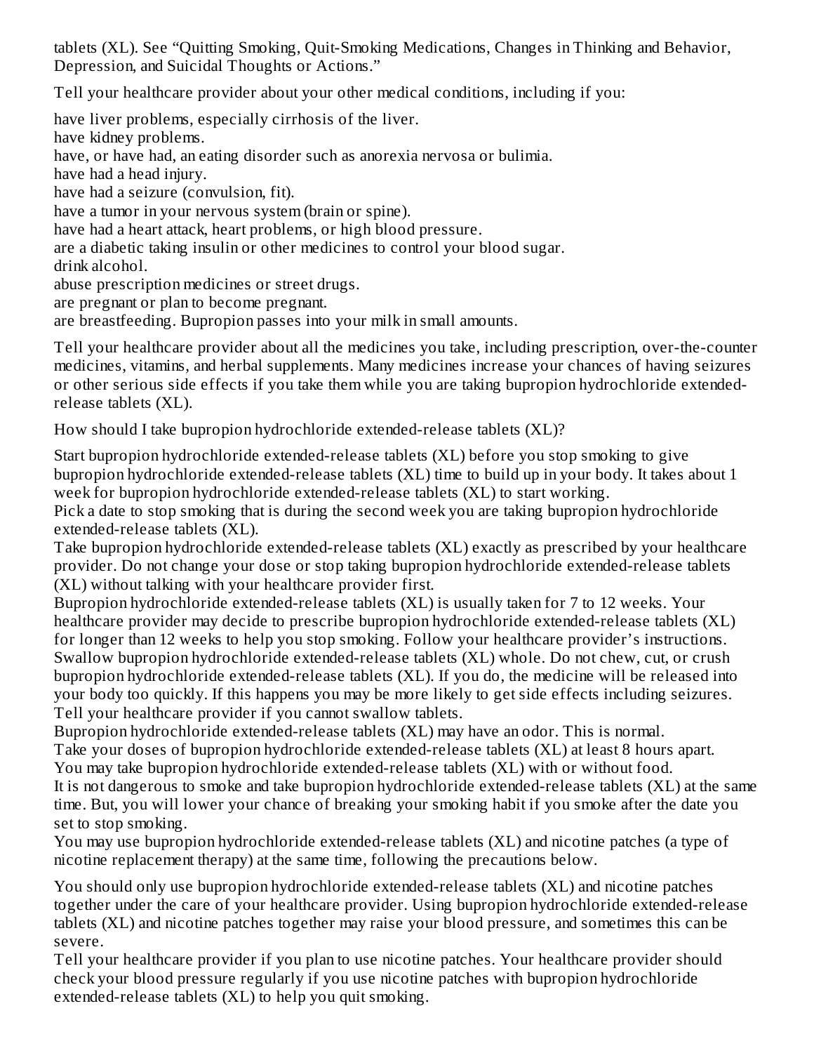tablets (XL). See "Quitting Smoking, Quit-Smoking Medications, Changes in Thinking and Behavior, Depression, and Suicidal Thoughts or Actions."

Tell your healthcare provider about your other medical conditions, including if you:

- have liver problems, especially cirrhosis of the liver.
- have kidney problems.
- have, or have had, an eating disorder such as anorexia nervosa or bulimia.
- have had a head injury.
- have had a seizure (convulsion, fit).
- have a tumor in your nervous system (brain or spine).
- have had a heart attack, heart problems, or high blood pressure.
- are a diabetic taking insulin or other medicines to control your blood sugar.
- drink alcohol.
- abuse prescription medicines or street drugs.
- are pregnant or plan to become pregnant.
- are breastfeeding. Bupropion passes into your milk in small amounts.

Tell your healthcare provider about all the medicines you take, including prescription, over-the-counter medicines, vitamins, and herbal supplements. Many medicines increase your chances of having seizures or other serious side effects if you take them while you are taking bupropion hydrochloride extended-release tablets (XL).

## How should I take bupropion hydrochloride extended-release tablets (XL)?

- Start bupropion hydrochloride extended-release tablets (XL) before you stop smoking to give bupropion hydrochloride extended-release tablets (XL) time to build up in your body. It takes about 1 week for bupropion hydrochloride extended-release tablets (XL) to start working.
- Pick a date to stop smoking that is during the second week you are taking bupropion hydrochloride extended-release tablets (XL).
- Take bupropion hydrochloride extended-release tablets (XL) exactly as prescribed by your healthcare provider. Do not change your dose or stop taking bupropion hydrochloride extended-release tablets (XL) without talking with your healthcare provider first.
- Bupropion hydrochloride extended-release tablets (XL) is usually taken for 7 to 12 weeks. Your healthcare provider may decide to prescribe bupropion hydrochloride extended-release tablets (XL) for longer than 12 weeks to help you stop smoking. Follow your healthcare provider's instructions.
- Swallow bupropion hydrochloride extended-release tablets (XL) whole. Do not chew, cut, or crush bupropion hydrochloride extended-release tablets (XL). If you do, the medicine will be released into your body too quickly. If this happens you may be more likely to get side effects including seizures. Tell your healthcare provider if you cannot swallow tablets.
- Bupropion hydrochloride extended-release tablets (XL) may have an odor. This is normal.
- Take your doses of bupropion hydrochloride extended-release tablets (XL) at least 8 hours apart.
- You may take bupropion hydrochloride extended-release tablets (XL) with or without food.
- It is not dangerous to smoke and take bupropion hydrochloride extended-release tablets (XL) at the same time. But, you will lower your chance of breaking your smoking habit if you smoke after the date you set to stop smoking.
- You may use bupropion hydrochloride extended-release tablets (XL) and nicotine patches (a type of nicotine replacement therapy) at the same time, following the precautions below.
  - You should only use bupropion hydrochloride extended-release tablets (XL) and nicotine patches together under the care of your healthcare provider. Using bupropion hydrochloride extended-release tablets (XL) and nicotine patches together may raise your blood pressure, and sometimes this can be severe.
  - Tell your healthcare provider if you plan to use nicotine patches. Your healthcare provider should check your blood pressure regularly if you use nicotine patches with bupropion hydrochloride extended-release tablets (XL) to help you quit smoking.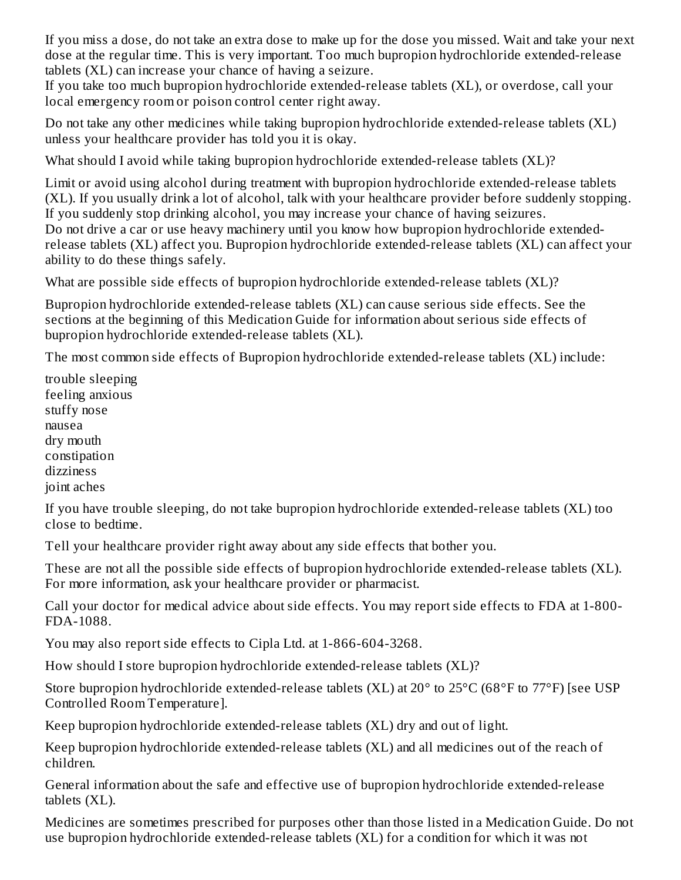If you miss a dose, do not take an extra dose to make up for the dose you missed. Wait and take your next dose at the regular time. This is very important. Too much bupropion hydrochloride extended-release tablets (XL) can increase your chance of having a seizure.

If you take too much bupropion hydrochloride extended-release tablets (XL), or overdose, call your local emergency room or poison control center right away.

Do not take any other medicines while taking bupropion hydrochloride extended-release tablets (XL) unless your healthcare provider has told you it is okay.

## What should I avoid while taking bupropion hydrochloride extended-release tablets (XL)?

Limit or avoid using alcohol during treatment with bupropion hydrochloride extended-release tablets (XL). If you usually drink a lot of alcohol, talk with your healthcare provider before suddenly stopping. If you suddenly stop drinking alcohol, you may increase your chance of having seizures.

Do not drive a car or use heavy machinery until you know how bupropion hydrochloride extended-release tablets (XL) affect you. Bupropion hydrochloride extended-release tablets (XL) can affect your ability to do these things safely.

## What are possible side effects of bupropion hydrochloride extended-release tablets (XL)?

Bupropion hydrochloride extended-release tablets (XL) can cause serious side effects. See the sections at the beginning of this Medication Guide for information about serious side effects of bupropion hydrochloride extended-release tablets (XL).

The most common side effects of Bupropion hydrochloride extended-release tablets (XL) include:

- trouble sleeping
- feeling anxious
- stuffy nose
- nausea
- dry mouth
- constipation
- dizziness
- joint aches

If you have trouble sleeping, do not take bupropion hydrochloride extended-release tablets (XL) too close to bedtime.

Tell your healthcare provider right away about any side effects that bother you.

These are not all the possible side effects of bupropion hydrochloride extended-release tablets (XL). For more information, ask your healthcare provider or pharmacist.

Call your doctor for medical advice about side effects. You may report side effects to FDA at 1-800-FDA-1088.

You may also report side effects to Cipla Ltd. at 1-866-604-3268.

## How should I store bupropion hydrochloride extended-release tablets (XL)?

Store bupropion hydrochloride extended-release tablets (XL) at 20° to 25°C (68°F to 77°F) [see USP Controlled Room Temperature].

Keep bupropion hydrochloride extended-release tablets (XL) dry and out of light.

Keep bupropion hydrochloride extended-release tablets (XL) and all medicines out of the reach of children.

## General information about the safe and effective use of bupropion hydrochloride extended-release tablets (XL).

Medicines are sometimes prescribed for purposes other than those listed in a Medication Guide. Do not use bupropion hydrochloride extended-release tablets (XL) for a condition for which it was not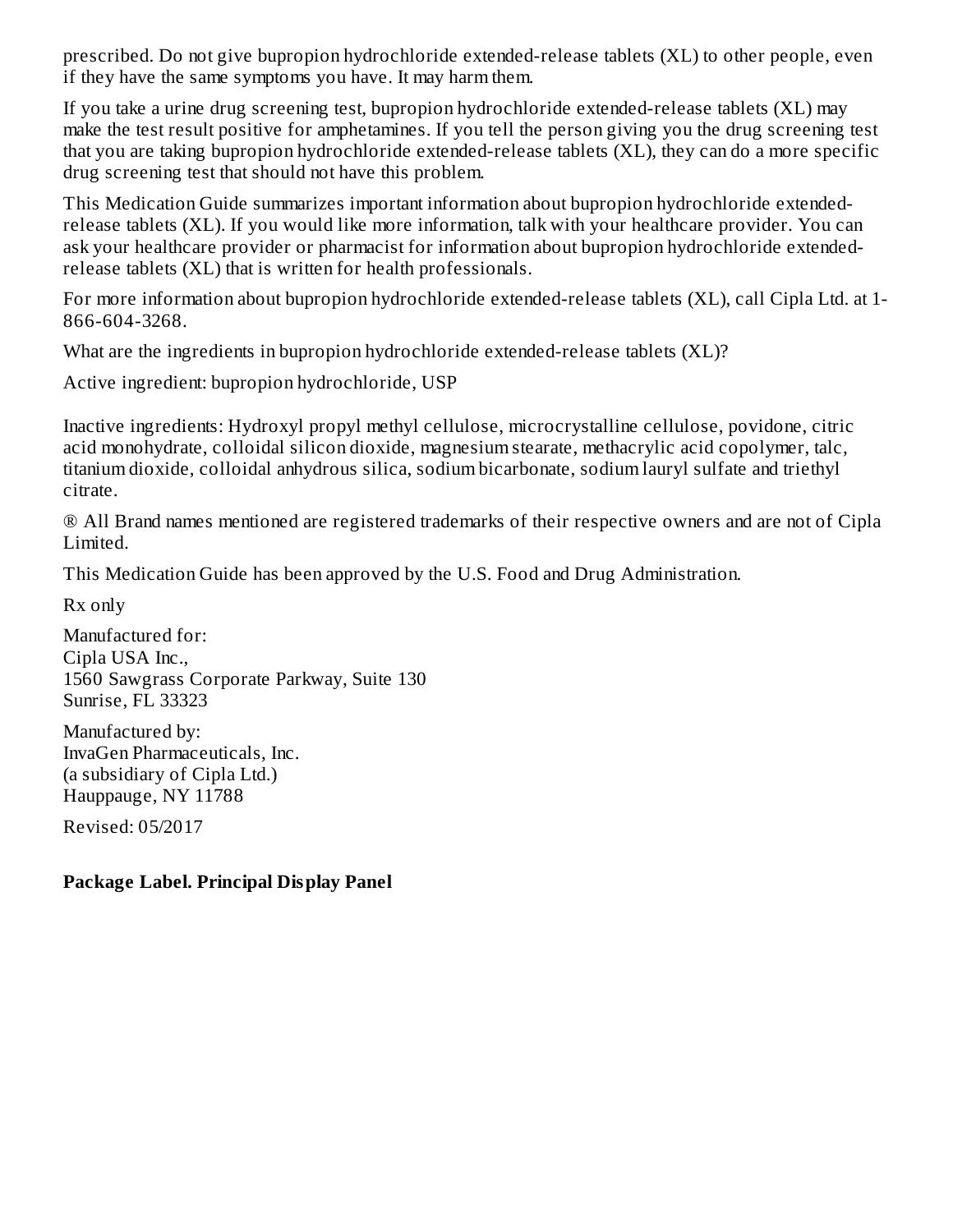prescribed. Do not give bupropion hydrochloride extended-release tablets (XL) to other people, even if they have the same symptoms you have. It may harm them.

If you take a urine drug screening test, bupropion hydrochloride extended-release tablets (XL) may make the test result positive for amphetamines. If you tell the person giving you the drug screening test that you are taking bupropion hydrochloride extended-release tablets (XL), they can do a more specific drug screening test that should not have this problem.

This Medication Guide summarizes important information about bupropion hydrochloride extended-release tablets (XL). If you would like more information, talk with your healthcare provider. You can ask your healthcare provider or pharmacist for information about bupropion hydrochloride extended-release tablets (XL) that is written for health professionals.

For more information about bupropion hydrochloride extended-release tablets (XL), call Cipla Ltd. at 1-866-604-3268.

What are the ingredients in bupropion hydrochloride extended-release tablets (XL)?

Active ingredient: bupropion hydrochloride, USP

Inactive ingredients: Hydroxyl propyl methyl cellulose, microcrystalline cellulose, povidone, citric acid monohydrate, colloidal silicon dioxide, magnesium stearate, methacrylic acid copolymer, talc, titanium dioxide, colloidal anhydrous silica, sodium bicarbonate, sodium lauryl sulfate and triethyl citrate.

® All Brand names mentioned are registered trademarks of their respective owners and are not of Cipla Limited.

This Medication Guide has been approved by the U.S. Food and Drug Administration.

Rx only

Manufactured for:
Cipla USA Inc.,
1560 Sawgrass Corporate Parkway, Suite 130
Sunrise, FL 33323

Manufactured by:
InvaGen Pharmaceuticals, Inc.
(a subsidiary of Cipla Ltd.)
Hauppauge, NY 11788

Revised: 05/2017

**Package Label. Principal Display Panel**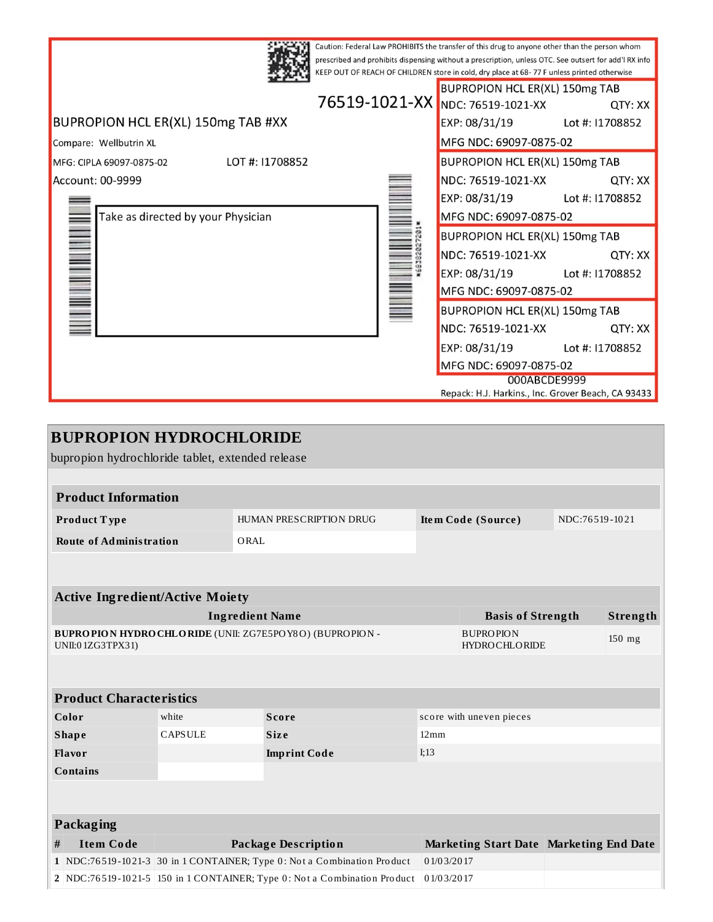Caution: Federal Law PROHIBITS the transfer of this drug to anyone other than the person whom prescribed and prohibits dispensing without a prescription, unless OTC. See outsert for add'l RX info
KEEP OUT OF REACH OF CHILDREN store in cold, dry place at 68- 77 F unless printed otherwise

76519-1021-XX

BUPROPION HCL ER(XL) 150mg TAB #XX

Compare: Wellbutrin XL

MFG: CIPLA 69097-0875-02 LOT #: I1708852

Account: 00-9999

Take as directed by your Physician

BUPROPION HCL ER(XL) 150mg TAB
NDC: 76519-1021-XX QTY: XX
EXP: 08/31/19 Lot #: I1708852
MFG NDC: 69097-0875-02

BUPROPION HCL ER(XL) 150mg TAB
NDC: 76519-1021-XX QTY: XX
EXP: 08/31/19 Lot #: I1708852
MFG NDC: 69097-0875-02

BUPROPION HCL ER(XL) 150mg TAB
NDC: 76519-1021-XX QTY: XX
EXP: 08/31/19 Lot #: I1708852
MFG NDC: 69097-0875-02

BUPROPION HCL ER(XL) 150mg TAB
NDC: 76519-1021-XX QTY: XX
EXP: 08/31/19 Lot #: I1708852
MFG NDC: 69097-0875-02

000ABCDE9999

Repack: H.J. Harkins., Inc. Grover Beach, CA 93433

# BUPROPION HYDROCHLORIDE

bupropion hydrochloride tablet, extended release

| **Product Information** | | | |
|---|---|---|---|
| **Product Type** | HUMAN PRESCRIPTION DRUG | **Item Code (Source)** | NDC:76519-1021 |
| **Route of Administration** | ORAL | | |

| **Active Ingredient/Active Moiety** | | |
|---|---|---|
| **Ingredient Name** | **Basis of Strength** | **Strength** |
| **BUPROPION HYDROCHLORIDE** (UNII: ZG7E5POY8O) (BUPROPION - UNII:01ZG3TPX31) | BUPROPION HYDROCHLORIDE | 150 mg |

| **Product Characteristics** | | | |
|---|---|---|---|
| **Color** | white | **Score** | score with uneven pieces |
| **Shape** | CAPSULE | **Size** | 12mm |
| **Flavor** | | **Imprint Code** | I;13 |
| **Contains** | | | |

| **Packaging** | | | | |
|---|---|---|---|---|
| **#** | **Item Code** | **Package Description** | **Marketing Start Date** | **Marketing End Date** |
| 1 | NDC:76519-1021-3 | 30 in 1 CONTAINER; Type 0: Not a Combination Product | 01/03/2017 | |
| 2 | NDC:76519-1021-5 | 150 in 1 CONTAINER; Type 0: Not a Combination Product | 01/03/2017 | |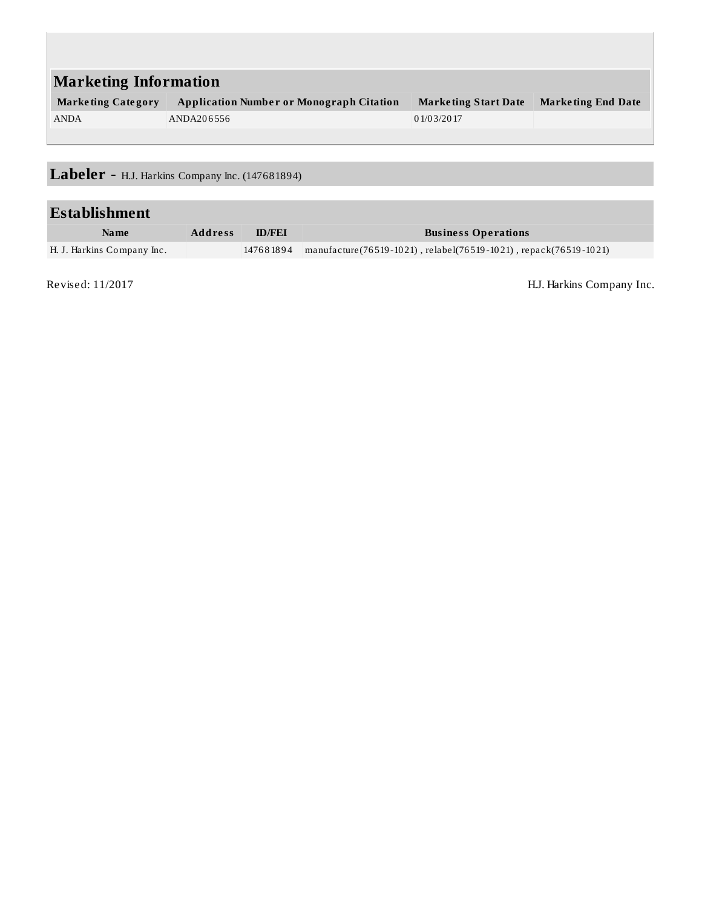## Marketing Information

| Marketing Category | Application Number or Monograph Citation | Marketing Start Date | Marketing End Date |
|---|---|---|---|
| ANDA | ANDA206556 | 01/03/2017 | |

## Labeler - H.J. Harkins Company Inc. (147681894)

## Establishment

| Name | Address | ID/FEI | Business Operations |
|---|---|---|---|
| H. J. Harkins Company Inc. | | 147681894 | manufacture(76519-1021) , relabel(76519-1021) , repack(76519-1021) |

Revised: 11/2017

H.J. Harkins Company Inc.